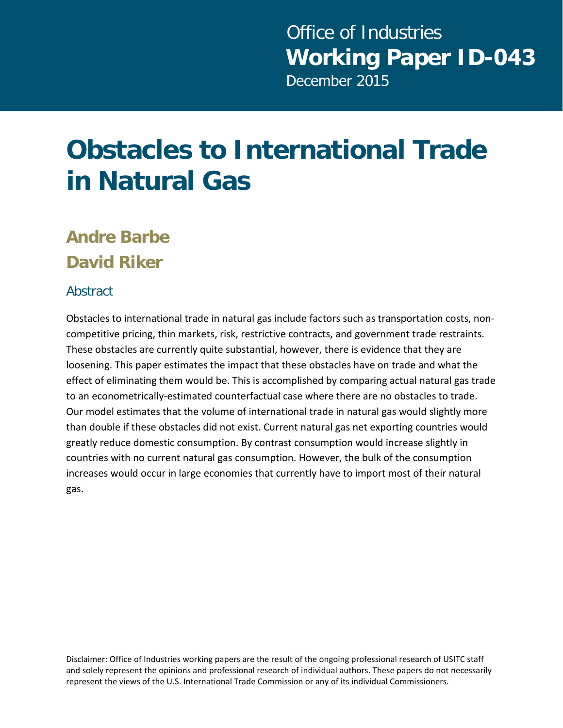Office of Industries
**Working Paper ID-043**
December 2015

# Obstacles to International Trade in Natural Gas

**Andre Barbe**
**David Riker**

## Abstract

Obstacles to international trade in natural gas include factors such as transportation costs, non-competitive pricing, thin markets, risk, restrictive contracts, and government trade restraints. These obstacles are currently quite substantial, however, there is evidence that they are loosening. This paper estimates the impact that these obstacles have on trade and what the effect of eliminating them would be. This is accomplished by comparing actual natural gas trade to an econometrically-estimated counterfactual case where there are no obstacles to trade. Our model estimates that the volume of international trade in natural gas would slightly more than double if these obstacles did not exist. Current natural gas net exporting countries would greatly reduce domestic consumption. By contrast consumption would increase slightly in countries with no current natural gas consumption. However, the bulk of the consumption increases would occur in large economies that currently have to import most of their natural gas.

Disclaimer: Office of Industries working papers are the result of the ongoing professional research of USITC staff and solely represent the opinions and professional research of individual authors. These papers do not necessarily represent the views of the U.S. International Trade Commission or any of its individual Commissioners.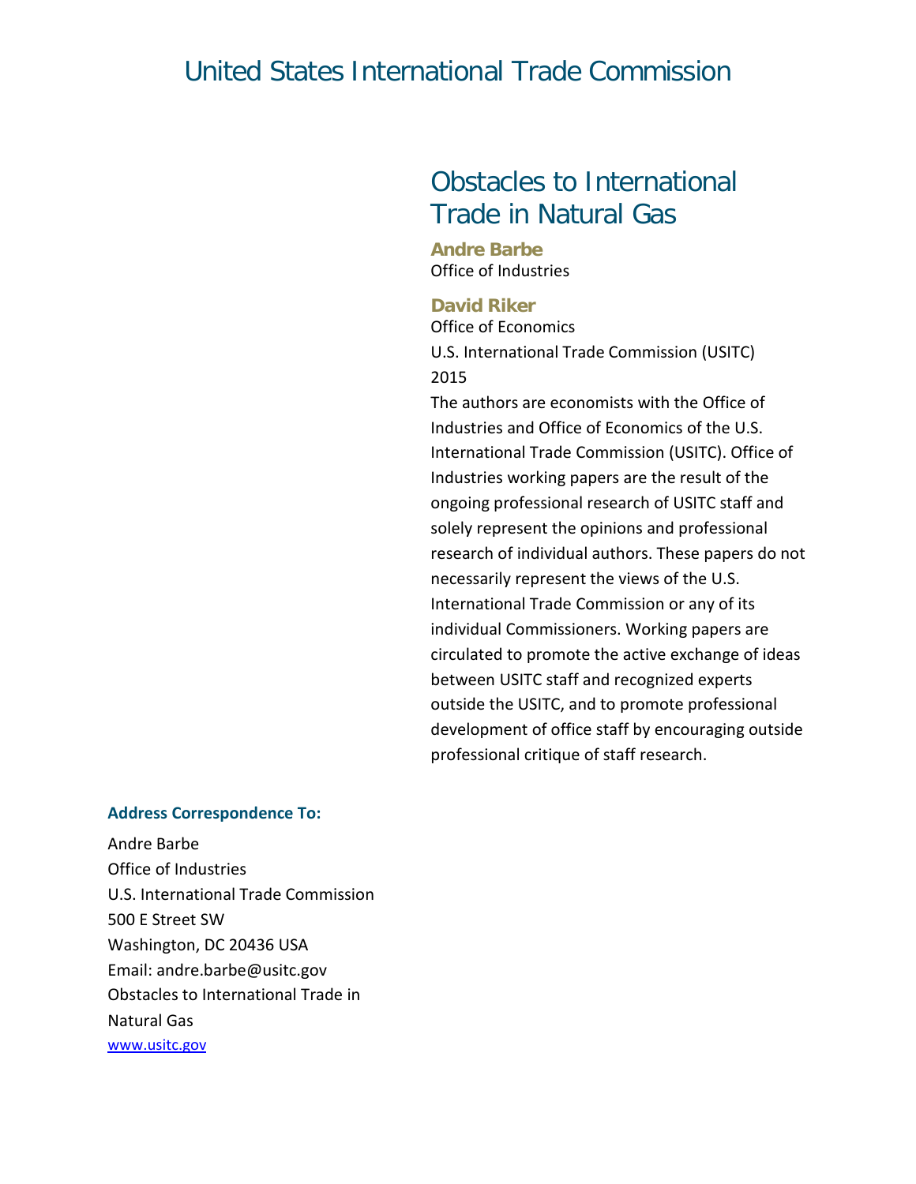# United States International Trade Commission

## Obstacles to International Trade in Natural Gas

**Andre Barbe**
Office of Industries

**David Riker**
Office of Economics
U.S. International Trade Commission (USITC)
2015

The authors are economists with the Office of Industries and Office of Economics of the U.S. International Trade Commission (USITC). Office of Industries working papers are the result of the ongoing professional research of USITC staff and solely represent the opinions and professional research of individual authors. These papers do not necessarily represent the views of the U.S. International Trade Commission or any of its individual Commissioners. Working papers are circulated to promote the active exchange of ideas between USITC staff and recognized experts outside the USITC, and to promote professional development of office staff by encouraging outside professional critique of staff research.

**Address Correspondence To:**

Andre Barbe
Office of Industries
U.S. International Trade Commission
500 E Street SW
Washington, DC 20436 USA
Email: andre.barbe@usitc.gov
Obstacles to International Trade in Natural Gas
www.usitc.gov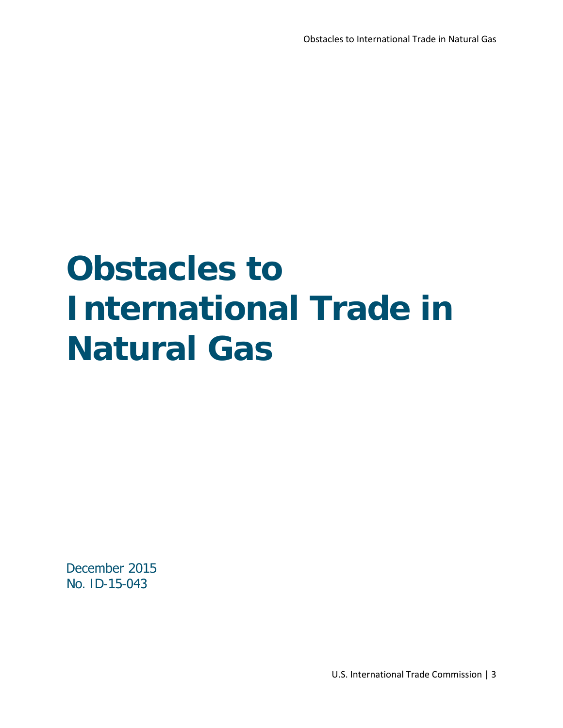# Obstacles to International Trade in Natural Gas

December 2015
No. ID-15-043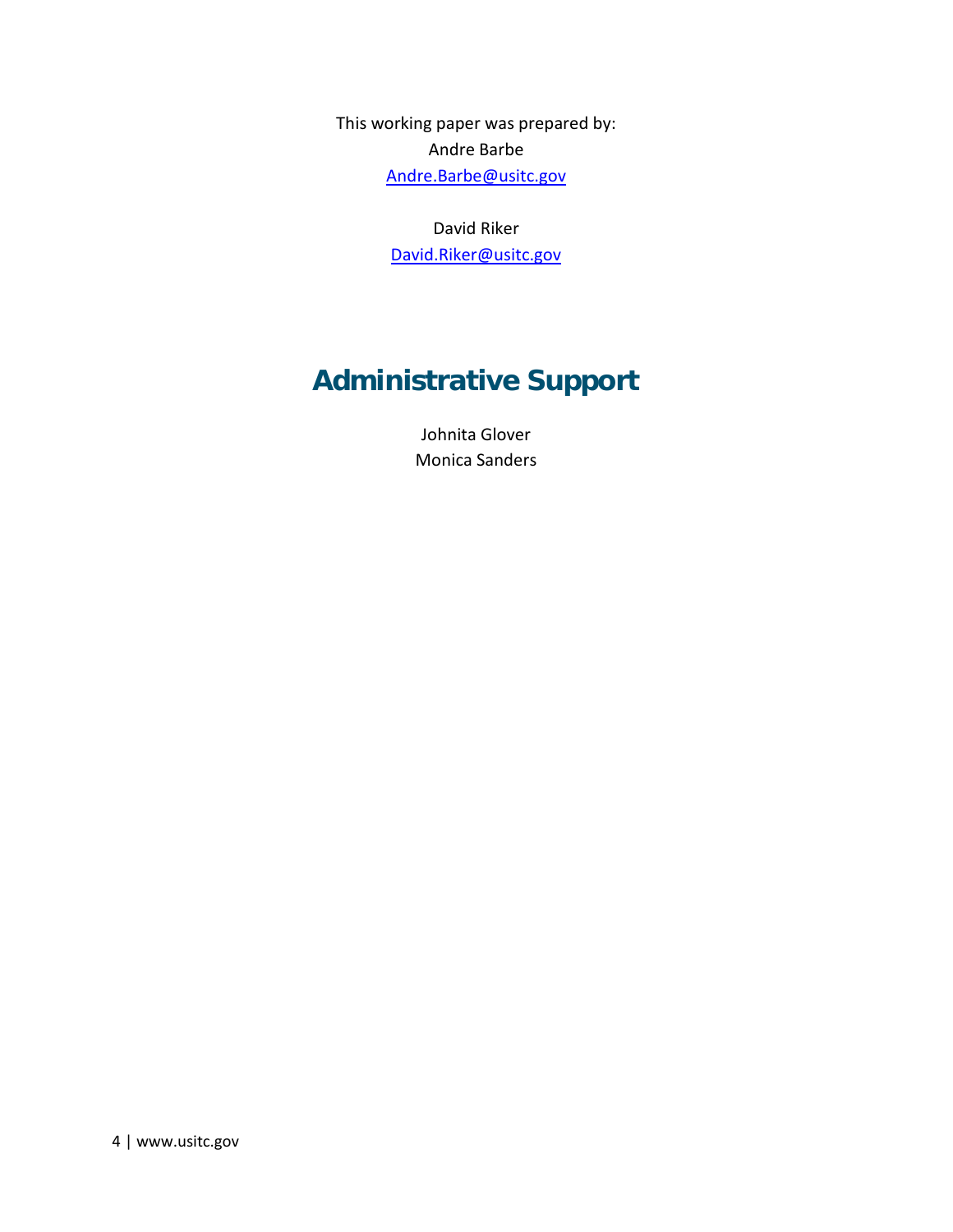This working paper was prepared by:

Andre Barbe

Andre.Barbe@usitc.gov

David Riker

David.Riker@usitc.gov

## Administrative Support

Johnita Glover

Monica Sanders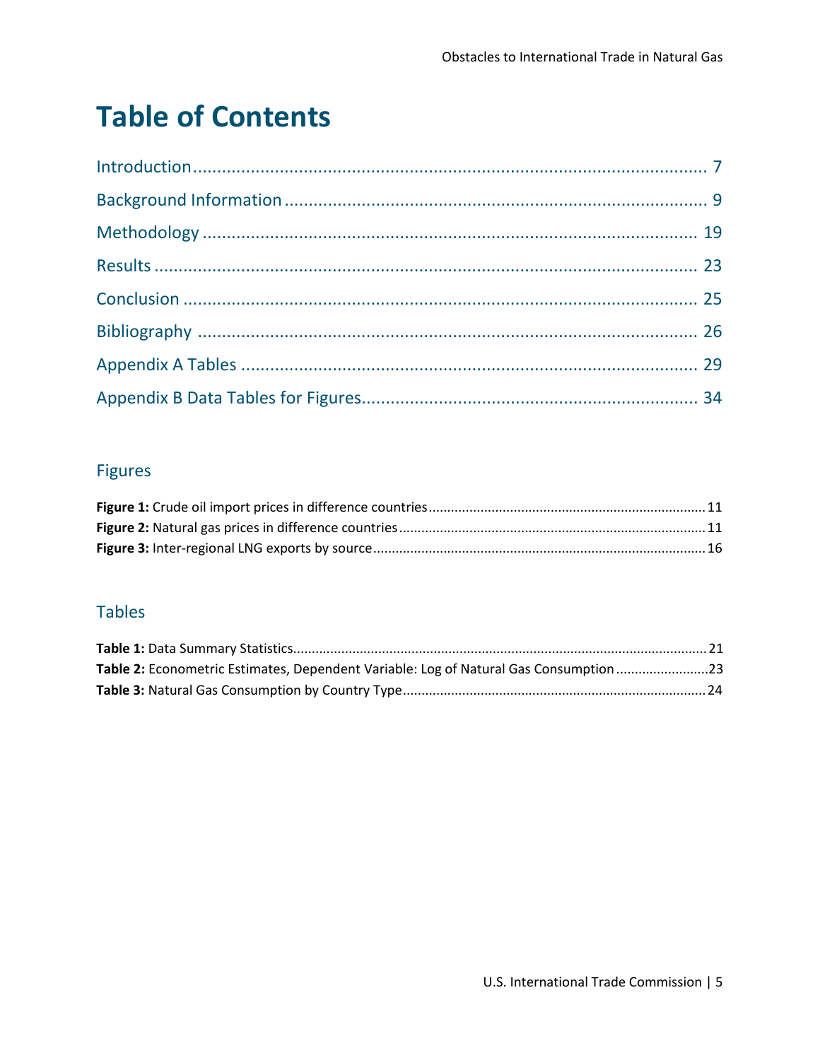# Table of Contents

Introduction ........................................................................................................ 7

Background Information ........................................................................................ 9

Methodology ........................................................................................................ 19

Results ................................................................................................................. 23

Conclusion ........................................................................................................... 25

Bibliography ........................................................................................................ 26

Appendix A Tables ............................................................................................... 29

Appendix B Data Tables for Figures..................................................................... 34

## Figures

**Figure 1:** Crude oil import prices in difference countries ........................................................ 11

**Figure 2:** Natural gas prices in difference countries ............................................................... 11

**Figure 3:** Inter-regional LNG exports by source ..................................................................... 16

## Tables

**Table 1:** Data Summary Statistics............................................................................................ 21

**Table 2:** Econometric Estimates, Dependent Variable: Log of Natural Gas Consumption ..........................23

**Table 3:** Natural Gas Consumption by Country Type.............................................................. 24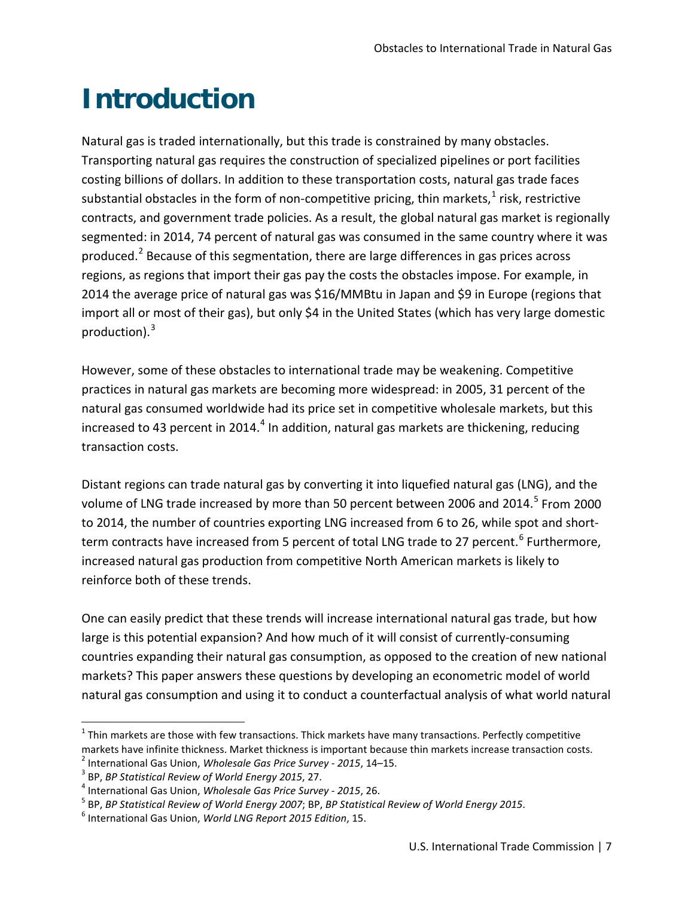# Introduction

Natural gas is traded internationally, but this trade is constrained by many obstacles. Transporting natural gas requires the construction of specialized pipelines or port facilities costing billions of dollars. In addition to these transportation costs, natural gas trade faces substantial obstacles in the form of non-competitive pricing, thin markets,[1] risk, restrictive contracts, and government trade policies. As a result, the global natural gas market is regionally segmented: in 2014, 74 percent of natural gas was consumed in the same country where it was produced.[2] Because of this segmentation, there are large differences in gas prices across regions, as regions that import their gas pay the costs the obstacles impose. For example, in 2014 the average price of natural gas was $16/MMBtu in Japan and $9 in Europe (regions that import all or most of their gas), but only $4 in the United States (which has very large domestic production).[3]

However, some of these obstacles to international trade may be weakening. Competitive practices in natural gas markets are becoming more widespread: in 2005, 31 percent of the natural gas consumed worldwide had its price set in competitive wholesale markets, but this increased to 43 percent in 2014.[4] In addition, natural gas markets are thickening, reducing transaction costs.

Distant regions can trade natural gas by converting it into liquefied natural gas (LNG), and the volume of LNG trade increased by more than 50 percent between 2006 and 2014.[5] From 2000 to 2014, the number of countries exporting LNG increased from 6 to 26, while spot and short-term contracts have increased from 5 percent of total LNG trade to 27 percent.[6] Furthermore, increased natural gas production from competitive North American markets is likely to reinforce both of these trends.

One can easily predict that these trends will increase international natural gas trade, but how large is this potential expansion? And how much of it will consist of currently-consuming countries expanding their natural gas consumption, as opposed to the creation of new national markets? This paper answers these questions by developing an econometric model of world natural gas consumption and using it to conduct a counterfactual analysis of what world natural

---

[1] Thin markets are those with few transactions. Thick markets have many transactions. Perfectly competitive markets have infinite thickness. Market thickness is important because thin markets increase transaction costs.

[2] International Gas Union, *Wholesale Gas Price Survey - 2015*, 14–15.

[3] BP, *BP Statistical Review of World Energy 2015*, 27.

[4] International Gas Union, *Wholesale Gas Price Survey - 2015*, 26.

[5] BP, *BP Statistical Review of World Energy 2007*; BP, *BP Statistical Review of World Energy 2015*.

[6] International Gas Union, *World LNG Report 2015 Edition*, 15.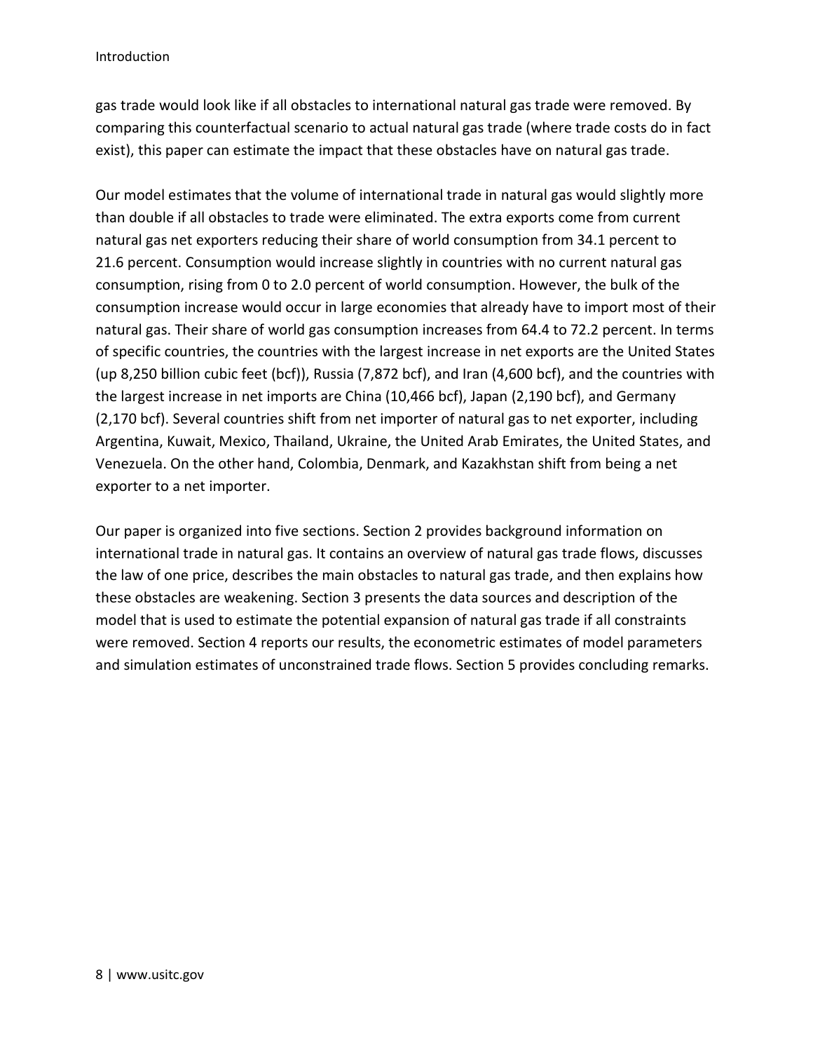gas trade would look like if all obstacles to international natural gas trade were removed. By comparing this counterfactual scenario to actual natural gas trade (where trade costs do in fact exist), this paper can estimate the impact that these obstacles have on natural gas trade.

Our model estimates that the volume of international trade in natural gas would slightly more than double if all obstacles to trade were eliminated. The extra exports come from current natural gas net exporters reducing their share of world consumption from 34.1 percent to 21.6 percent. Consumption would increase slightly in countries with no current natural gas consumption, rising from 0 to 2.0 percent of world consumption. However, the bulk of the consumption increase would occur in large economies that already have to import most of their natural gas. Their share of world gas consumption increases from 64.4 to 72.2 percent. In terms of specific countries, the countries with the largest increase in net exports are the United States (up 8,250 billion cubic feet (bcf)), Russia (7,872 bcf), and Iran (4,600 bcf), and the countries with the largest increase in net imports are China (10,466 bcf), Japan (2,190 bcf), and Germany (2,170 bcf). Several countries shift from net importer of natural gas to net exporter, including Argentina, Kuwait, Mexico, Thailand, Ukraine, the United Arab Emirates, the United States, and Venezuela. On the other hand, Colombia, Denmark, and Kazakhstan shift from being a net exporter to a net importer.

Our paper is organized into five sections. Section 2 provides background information on international trade in natural gas. It contains an overview of natural gas trade flows, discusses the law of one price, describes the main obstacles to natural gas trade, and then explains how these obstacles are weakening. Section 3 presents the data sources and description of the model that is used to estimate the potential expansion of natural gas trade if all constraints were removed. Section 4 reports our results, the econometric estimates of model parameters and simulation estimates of unconstrained trade flows. Section 5 provides concluding remarks.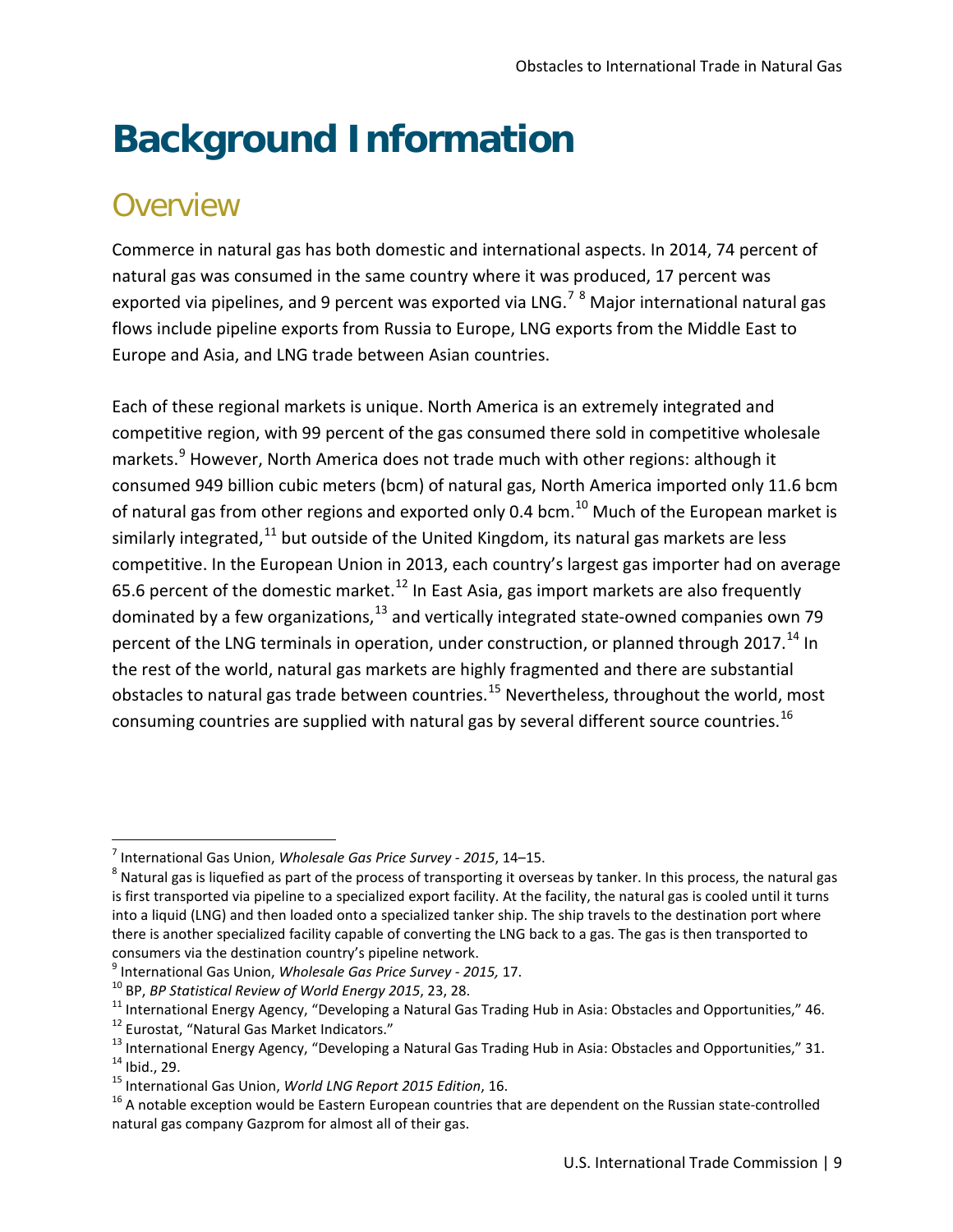# Background Information

## Overview

Commerce in natural gas has both domestic and international aspects. In 2014, 74 percent of natural gas was consumed in the same country where it was produced, 17 percent was exported via pipelines, and 9 percent was exported via LNG.[7] [8] Major international natural gas flows include pipeline exports from Russia to Europe, LNG exports from the Middle East to Europe and Asia, and LNG trade between Asian countries.

Each of these regional markets is unique. North America is an extremely integrated and competitive region, with 99 percent of the gas consumed there sold in competitive wholesale markets.[9] However, North America does not trade much with other regions: although it consumed 949 billion cubic meters (bcm) of natural gas, North America imported only 11.6 bcm of natural gas from other regions and exported only 0.4 bcm.[10] Much of the European market is similarly integrated,[11] but outside of the United Kingdom, its natural gas markets are less competitive. In the European Union in 2013, each country's largest gas importer had on average 65.6 percent of the domestic market.[12] In East Asia, gas import markets are also frequently dominated by a few organizations,[13] and vertically integrated state-owned companies own 79 percent of the LNG terminals in operation, under construction, or planned through 2017.[14] In the rest of the world, natural gas markets are highly fragmented and there are substantial obstacles to natural gas trade between countries.[15] Nevertheless, throughout the world, most consuming countries are supplied with natural gas by several different source countries.[16]

---

[7] International Gas Union, *Wholesale Gas Price Survey - 2015*, 14–15.

[8] Natural gas is liquefied as part of the process of transporting it overseas by tanker. In this process, the natural gas is first transported via pipeline to a specialized export facility. At the facility, the natural gas is cooled until it turns into a liquid (LNG) and then loaded onto a specialized tanker ship. The ship travels to the destination port where there is another specialized facility capable of converting the LNG back to a gas. The gas is then transported to consumers via the destination country's pipeline network.

[9] International Gas Union, *Wholesale Gas Price Survey - 2015,* 17.

[10] BP, *BP Statistical Review of World Energy 2015*, 23, 28.

[11] International Energy Agency, "Developing a Natural Gas Trading Hub in Asia: Obstacles and Opportunities," 46.

[12] Eurostat, "Natural Gas Market Indicators."

[13] International Energy Agency, "Developing a Natural Gas Trading Hub in Asia: Obstacles and Opportunities," 31.

[14] Ibid., 29.

[15] International Gas Union, *World LNG Report 2015 Edition*, 16.

[16] A notable exception would be Eastern European countries that are dependent on the Russian state-controlled natural gas company Gazprom for almost all of their gas.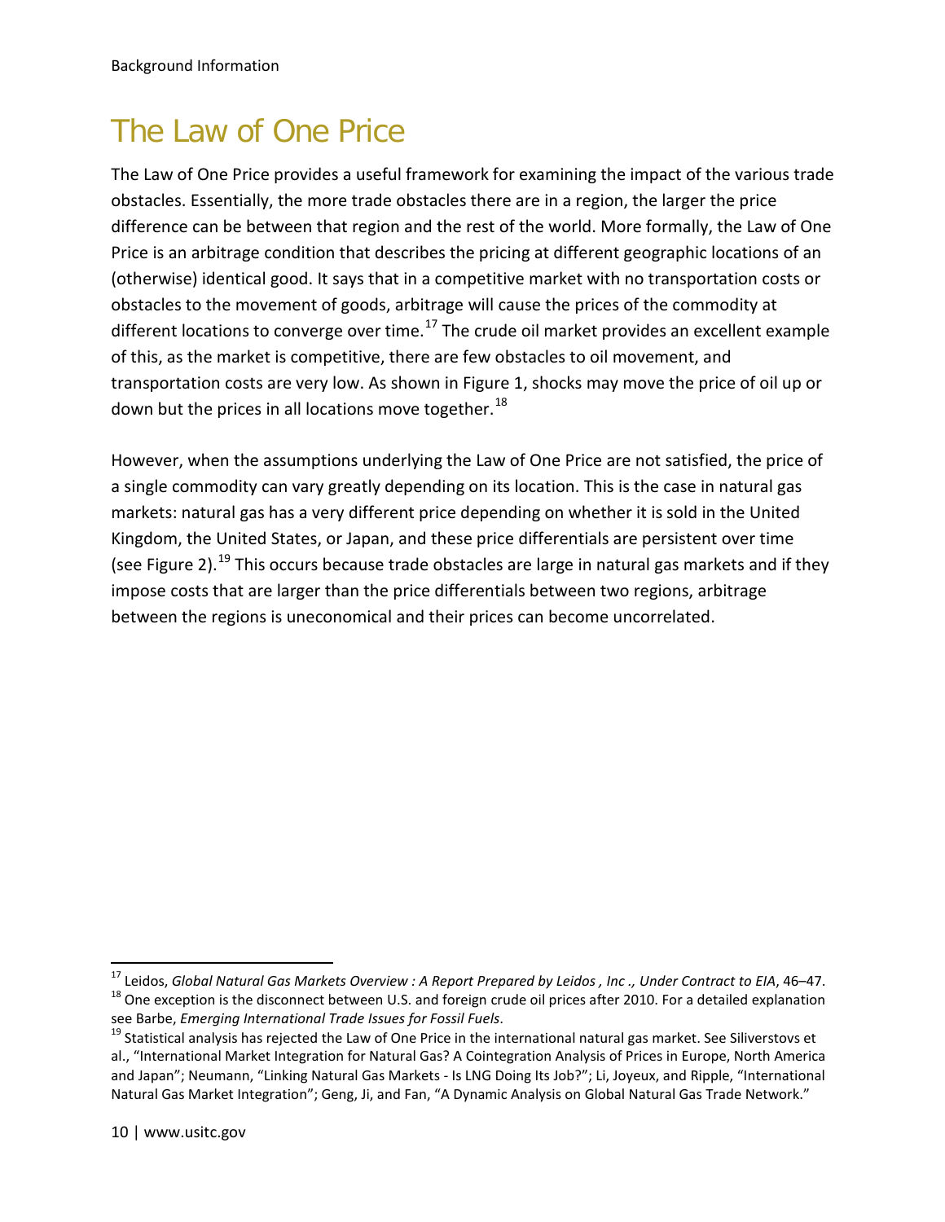# The Law of One Price

The Law of One Price provides a useful framework for examining the impact of the various trade obstacles. Essentially, the more trade obstacles there are in a region, the larger the price difference can be between that region and the rest of the world. More formally, the Law of One Price is an arbitrage condition that describes the pricing at different geographic locations of an (otherwise) identical good. It says that in a competitive market with no transportation costs or obstacles to the movement of goods, arbitrage will cause the prices of the commodity at different locations to converge over time.[17] The crude oil market provides an excellent example of this, as the market is competitive, there are few obstacles to oil movement, and transportation costs are very low. As shown in Figure 1, shocks may move the price of oil up or down but the prices in all locations move together.[18]

However, when the assumptions underlying the Law of One Price are not satisfied, the price of a single commodity can vary greatly depending on its location. This is the case in natural gas markets: natural gas has a very different price depending on whether it is sold in the United Kingdom, the United States, or Japan, and these price differentials are persistent over time (see Figure 2).[19] This occurs because trade obstacles are large in natural gas markets and if they impose costs that are larger than the price differentials between two regions, arbitrage between the regions is uneconomical and their prices can become uncorrelated.

---

[17] Leidos, *Global Natural Gas Markets Overview : A Report Prepared by Leidos , Inc ., Under Contract to EIA*, 46–47.

[18] One exception is the disconnect between U.S. and foreign crude oil prices after 2010. For a detailed explanation see Barbe, *Emerging International Trade Issues for Fossil Fuels*.

[19] Statistical analysis has rejected the Law of One Price in the international natural gas market. See Siliverstovs et al., "International Market Integration for Natural Gas? A Cointegration Analysis of Prices in Europe, North America and Japan"; Neumann, "Linking Natural Gas Markets - Is LNG Doing Its Job?"; Li, Joyeux, and Ripple, "International Natural Gas Market Integration"; Geng, Ji, and Fan, "A Dynamic Analysis on Global Natural Gas Trade Network."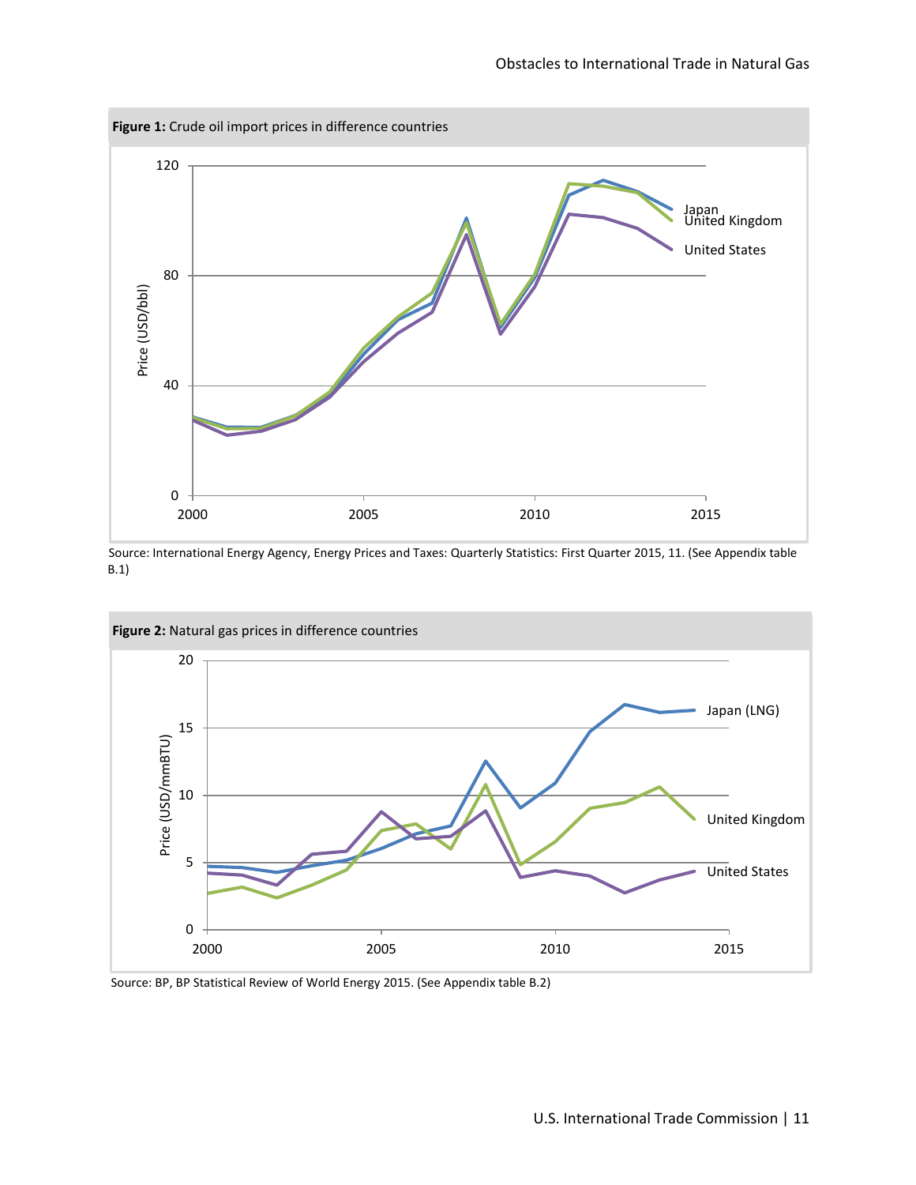**Figure 1:** Crude oil import prices in difference countries

Source: International Energy Agency, Energy Prices and Taxes: Quarterly Statistics: First Quarter 2015, 11. (See Appendix table B.1)

**Figure 2:** Natural gas prices in difference countries

Source: BP, BP Statistical Review of World Energy 2015. (See Appendix table B.2)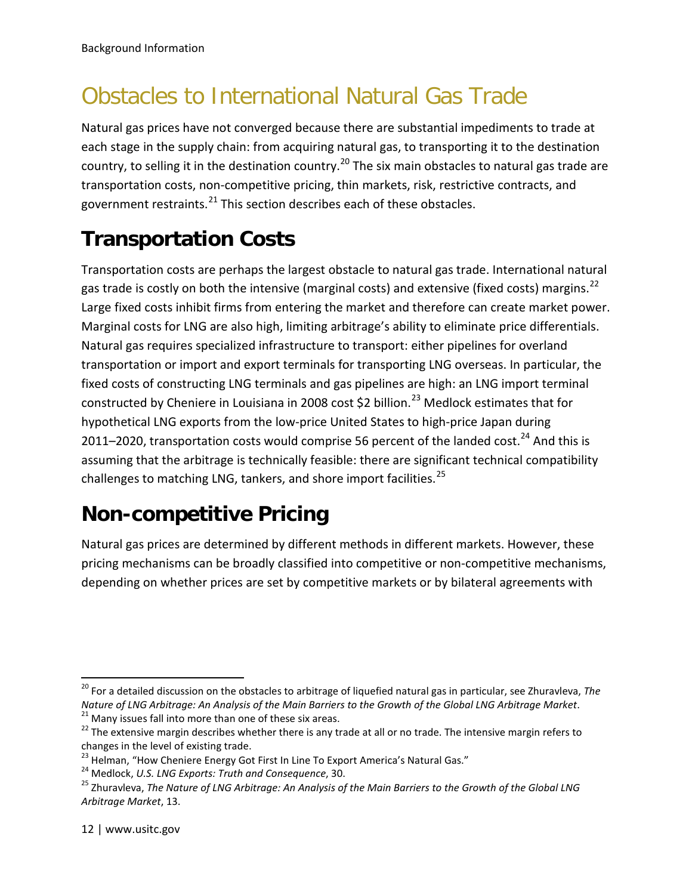# Obstacles to International Natural Gas Trade

Natural gas prices have not converged because there are substantial impediments to trade at each stage in the supply chain: from acquiring natural gas, to transporting it to the destination country, to selling it in the destination country.[20] The six main obstacles to natural gas trade are transportation costs, non-competitive pricing, thin markets, risk, restrictive contracts, and government restraints.[21] This section describes each of these obstacles.

## Transportation Costs

Transportation costs are perhaps the largest obstacle to natural gas trade. International natural gas trade is costly on both the intensive (marginal costs) and extensive (fixed costs) margins.[22] Large fixed costs inhibit firms from entering the market and therefore can create market power. Marginal costs for LNG are also high, limiting arbitrage's ability to eliminate price differentials. Natural gas requires specialized infrastructure to transport: either pipelines for overland transportation or import and export terminals for transporting LNG overseas. In particular, the fixed costs of constructing LNG terminals and gas pipelines are high: an LNG import terminal constructed by Cheniere in Louisiana in 2008 cost $2 billion.[23] Medlock estimates that for hypothetical LNG exports from the low-price United States to high-price Japan during 2011–2020, transportation costs would comprise 56 percent of the landed cost.[24] And this is assuming that the arbitrage is technically feasible: there are significant technical compatibility challenges to matching LNG, tankers, and shore import facilities.[25]

## Non-competitive Pricing

Natural gas prices are determined by different methods in different markets. However, these pricing mechanisms can be broadly classified into competitive or non-competitive mechanisms, depending on whether prices are set by competitive markets or by bilateral agreements with

---

[20] For a detailed discussion on the obstacles to arbitrage of liquefied natural gas in particular, see Zhuravleva, *The Nature of LNG Arbitrage: An Analysis of the Main Barriers to the Growth of the Global LNG Arbitrage Market*.

[21] Many issues fall into more than one of these six areas.

[22] The extensive margin describes whether there is any trade at all or no trade. The intensive margin refers to changes in the level of existing trade.

[23] Helman, "How Cheniere Energy Got First In Line To Export America's Natural Gas."

[24] Medlock, *U.S. LNG Exports: Truth and Consequence*, 30.

[25] Zhuravleva, *The Nature of LNG Arbitrage: An Analysis of the Main Barriers to the Growth of the Global LNG Arbitrage Market*, 13.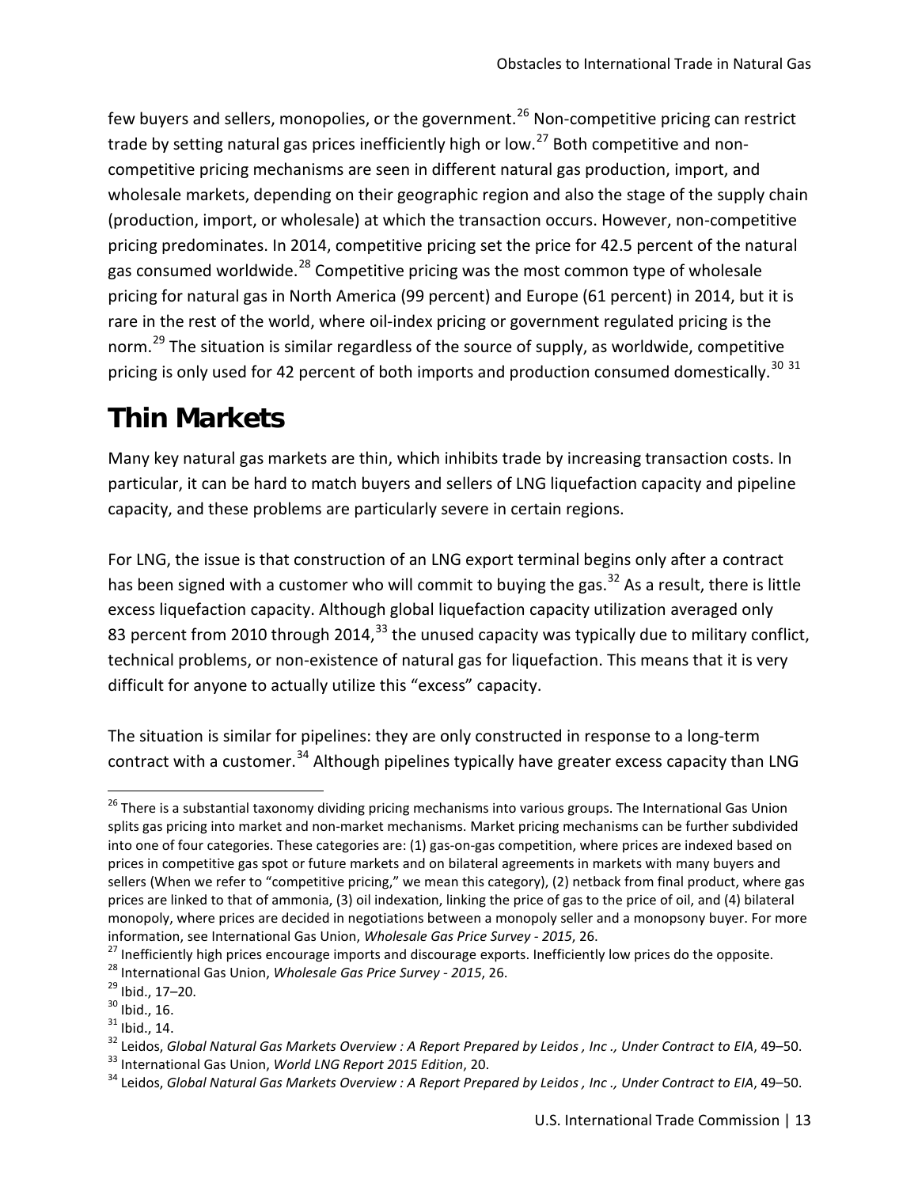few buyers and sellers, monopolies, or the government.[26] Non-competitive pricing can restrict trade by setting natural gas prices inefficiently high or low.[27] Both competitive and non-competitive pricing mechanisms are seen in different natural gas production, import, and wholesale markets, depending on their geographic region and also the stage of the supply chain (production, import, or wholesale) at which the transaction occurs. However, non-competitive pricing predominates. In 2014, competitive pricing set the price for 42.5 percent of the natural gas consumed worldwide.[28] Competitive pricing was the most common type of wholesale pricing for natural gas in North America (99 percent) and Europe (61 percent) in 2014, but it is rare in the rest of the world, where oil-index pricing or government regulated pricing is the norm.[29] The situation is similar regardless of the source of supply, as worldwide, competitive pricing is only used for 42 percent of both imports and production consumed domestically.[30] [31]

# Thin Markets

Many key natural gas markets are thin, which inhibits trade by increasing transaction costs. In particular, it can be hard to match buyers and sellers of LNG liquefaction capacity and pipeline capacity, and these problems are particularly severe in certain regions.

For LNG, the issue is that construction of an LNG export terminal begins only after a contract has been signed with a customer who will commit to buying the gas.[32] As a result, there is little excess liquefaction capacity. Although global liquefaction capacity utilization averaged only 83 percent from 2010 through 2014,[33] the unused capacity was typically due to military conflict, technical problems, or non-existence of natural gas for liquefaction. This means that it is very difficult for anyone to actually utilize this "excess" capacity.

The situation is similar for pipelines: they are only constructed in response to a long-term contract with a customer.[34] Although pipelines typically have greater excess capacity than LNG

---

[26] There is a substantial taxonomy dividing pricing mechanisms into various groups. The International Gas Union splits gas pricing into market and non-market mechanisms. Market pricing mechanisms can be further subdivided into one of four categories. These categories are: (1) gas-on-gas competition, where prices are indexed based on prices in competitive gas spot or future markets and on bilateral agreements in markets with many buyers and sellers (When we refer to "competitive pricing," we mean this category), (2) netback from final product, where gas prices are linked to that of ammonia, (3) oil indexation, linking the price of gas to the price of oil, and (4) bilateral monopoly, where prices are decided in negotiations between a monopoly seller and a monopsony buyer. For more information, see International Gas Union, *Wholesale Gas Price Survey - 2015*, 26.

[27] Inefficiently high prices encourage imports and discourage exports. Inefficiently low prices do the opposite.

[28] International Gas Union, *Wholesale Gas Price Survey - 2015*, 26.

[29] Ibid., 17–20.

[30] Ibid., 16.

[31] Ibid., 14.

[32] Leidos, *Global Natural Gas Markets Overview : A Report Prepared by Leidos , Inc ., Under Contract to EIA*, 49–50.

[33] International Gas Union, *World LNG Report 2015 Edition*, 20.

[34] Leidos, *Global Natural Gas Markets Overview : A Report Prepared by Leidos , Inc ., Under Contract to EIA*, 49–50.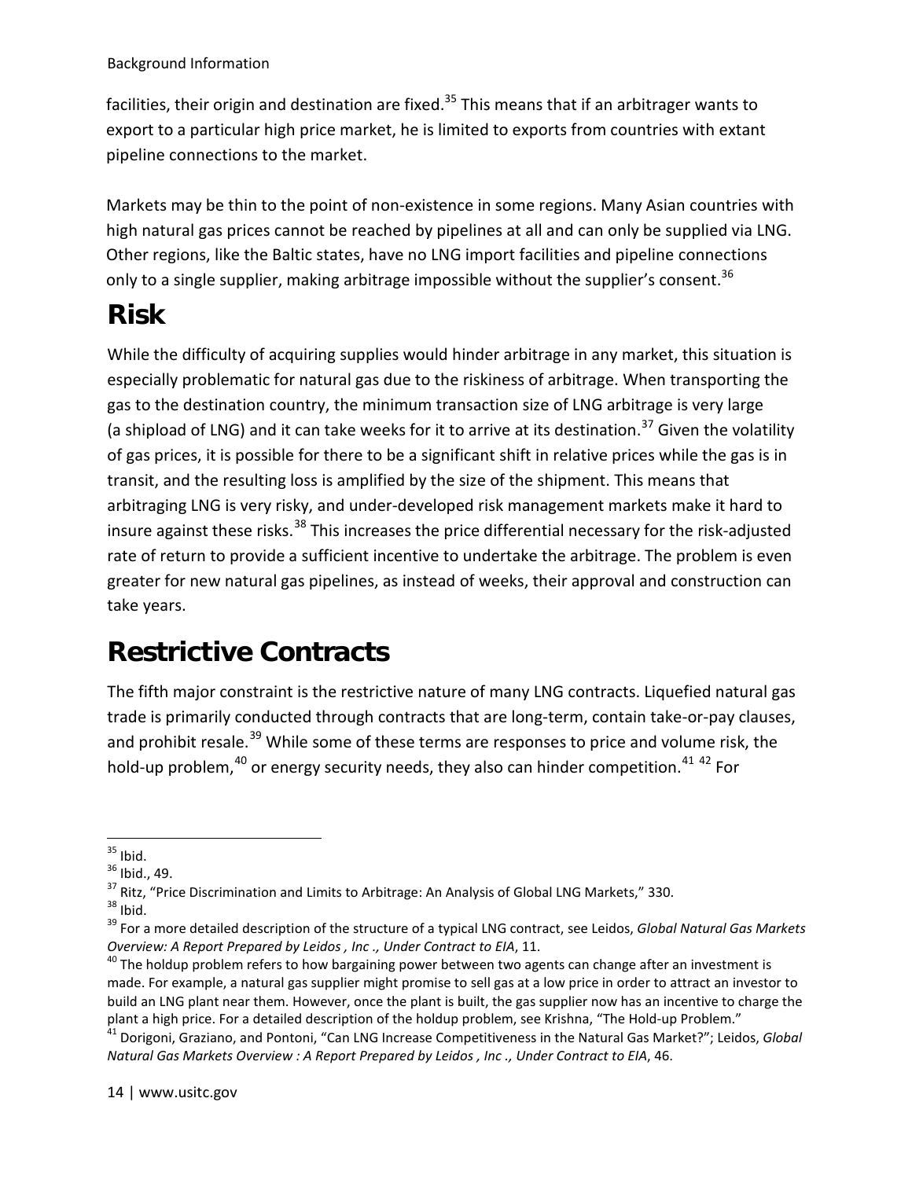facilities, their origin and destination are fixed.[35] This means that if an arbitrager wants to export to a particular high price market, he is limited to exports from countries with extant pipeline connections to the market.

Markets may be thin to the point of non-existence in some regions. Many Asian countries with high natural gas prices cannot be reached by pipelines at all and can only be supplied via LNG. Other regions, like the Baltic states, have no LNG import facilities and pipeline connections only to a single supplier, making arbitrage impossible without the supplier's consent.[36]

## Risk

While the difficulty of acquiring supplies would hinder arbitrage in any market, this situation is especially problematic for natural gas due to the riskiness of arbitrage. When transporting the gas to the destination country, the minimum transaction size of LNG arbitrage is very large (a shipload of LNG) and it can take weeks for it to arrive at its destination.[37] Given the volatility of gas prices, it is possible for there to be a significant shift in relative prices while the gas is in transit, and the resulting loss is amplified by the size of the shipment. This means that arbitraging LNG is very risky, and under-developed risk management markets make it hard to insure against these risks.[38] This increases the price differential necessary for the risk-adjusted rate of return to provide a sufficient incentive to undertake the arbitrage. The problem is even greater for new natural gas pipelines, as instead of weeks, their approval and construction can take years.

## Restrictive Contracts

The fifth major constraint is the restrictive nature of many LNG contracts. Liquefied natural gas trade is primarily conducted through contracts that are long-term, contain take-or-pay clauses, and prohibit resale.[39] While some of these terms are responses to price and volume risk, the hold-up problem,[40] or energy security needs, they also can hinder competition.[41] [42] For

---

[35] Ibid.

[36] Ibid., 49.

[37] Ritz, "Price Discrimination and Limits to Arbitrage: An Analysis of Global LNG Markets," 330.

[38] Ibid.

[39] For a more detailed description of the structure of a typical LNG contract, see Leidos, *Global Natural Gas Markets Overview: A Report Prepared by Leidos , Inc ., Under Contract to EIA*, 11.

[40] The holdup problem refers to how bargaining power between two agents can change after an investment is made. For example, a natural gas supplier might promise to sell gas at a low price in order to attract an investor to build an LNG plant near them. However, once the plant is built, the gas supplier now has an incentive to charge the plant a high price. For a detailed description of the holdup problem, see Krishna, "The Hold-up Problem."

[41] Dorigoni, Graziano, and Pontoni, "Can LNG Increase Competitiveness in the Natural Gas Market?"; Leidos, *Global Natural Gas Markets Overview : A Report Prepared by Leidos , Inc ., Under Contract to EIA*, 46.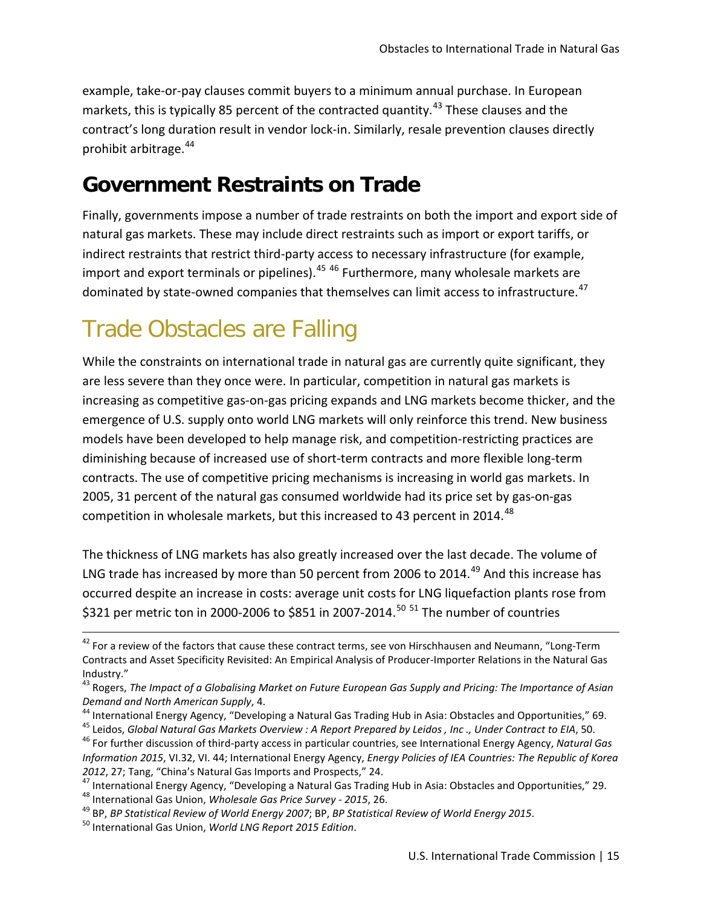example, take-or-pay clauses commit buyers to a minimum annual purchase. In European markets, this is typically 85 percent of the contracted quantity.[43] These clauses and the contract's long duration result in vendor lock-in. Similarly, resale prevention clauses directly prohibit arbitrage.[44]

## Government Restraints on Trade

Finally, governments impose a number of trade restraints on both the import and export side of natural gas markets. These may include direct restraints such as import or export tariffs, or indirect restraints that restrict third-party access to necessary infrastructure (for example, import and export terminals or pipelines).[45] [46] Furthermore, many wholesale markets are dominated by state-owned companies that themselves can limit access to infrastructure.[47]

# Trade Obstacles are Falling

While the constraints on international trade in natural gas are currently quite significant, they are less severe than they once were. In particular, competition in natural gas markets is increasing as competitive gas-on-gas pricing expands and LNG markets become thicker, and the emergence of U.S. supply onto world LNG markets will only reinforce this trend. New business models have been developed to help manage risk, and competition-restricting practices are diminishing because of increased use of short-term contracts and more flexible long-term contracts. The use of competitive pricing mechanisms is increasing in world gas markets. In 2005, 31 percent of the natural gas consumed worldwide had its price set by gas-on-gas competition in wholesale markets, but this increased to 43 percent in 2014.[48]

The thickness of LNG markets has also greatly increased over the last decade. The volume of LNG trade has increased by more than 50 percent from 2006 to 2014.[49] And this increase has occurred despite an increase in costs: average unit costs for LNG liquefaction plants rose from \$321 per metric ton in 2000-2006 to \$851 in 2007-2014.[50] [51] The number of countries

---

[42] For a review of the factors that cause these contract terms, see von Hirschhausen and Neumann, "Long-Term Contracts and Asset Specificity Revisited: An Empirical Analysis of Producer-Importer Relations in the Natural Gas Industry."

[43] Rogers, *The Impact of a Globalising Market on Future European Gas Supply and Pricing: The Importance of Asian Demand and North American Supply*, 4.

[44] International Energy Agency, "Developing a Natural Gas Trading Hub in Asia: Obstacles and Opportunities," 69.

[45] Leidos, *Global Natural Gas Markets Overview : A Report Prepared by Leidos , Inc ., Under Contract to EIA*, 50.

[46] For further discussion of third-party access in particular countries, see International Energy Agency, *Natural Gas Information 2015*, VI.32, VI. 44; International Energy Agency, *Energy Policies of IEA Countries: The Republic of Korea 2012*, 27; Tang, "China's Natural Gas Imports and Prospects," 24.

[47] International Energy Agency, "Developing a Natural Gas Trading Hub in Asia: Obstacles and Opportunities," 29.

[48] International Gas Union, *Wholesale Gas Price Survey - 2015*, 26.

[49] BP, *BP Statistical Review of World Energy 2007*; BP, *BP Statistical Review of World Energy 2015*.

[50] International Gas Union, *World LNG Report 2015 Edition*.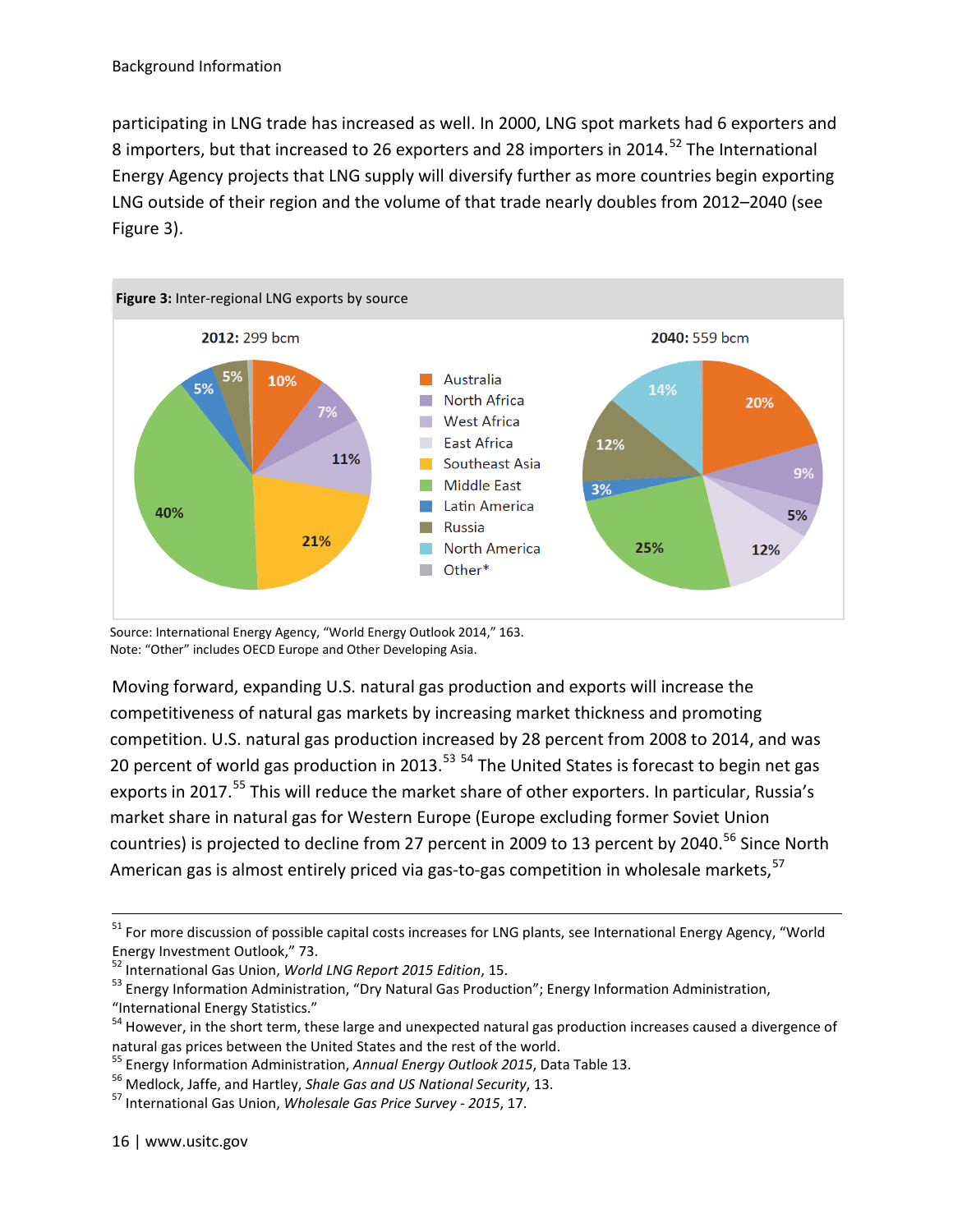participating in LNG trade has increased as well. In 2000, LNG spot markets had 6 exporters and 8 importers, but that increased to 26 exporters and 28 importers in 2014.[52] The International Energy Agency projects that LNG supply will diversify further as more countries begin exporting LNG outside of their region and the volume of that trade nearly doubles from 2012–2040 (see Figure 3).

**Figure 3:** Inter-regional LNG exports by source

**2012:** 299 bcm

**2040:** 559 bcm

| Source | 2012 | 2040 |
|---|---|---|
| Australia | 10% | 20% |
| North Africa | 7% | 9% |
| West Africa | 11% | 5% |
| East Africa | | 12% |
| Southeast Asia | 21% | |
| Middle East | 40% | 25% |
| Latin America | 5% | 3% |
| Russia | 5% | 12% |
| North America | | 14% |
| Other* | | |

Source: International Energy Agency, "World Energy Outlook 2014," 163.
Note: "Other" includes OECD Europe and Other Developing Asia.

Moving forward, expanding U.S. natural gas production and exports will increase the competitiveness of natural gas markets by increasing market thickness and promoting competition. U.S. natural gas production increased by 28 percent from 2008 to 2014, and was 20 percent of world gas production in 2013.[53] [54] The United States is forecast to begin net gas exports in 2017.[55] This will reduce the market share of other exporters. In particular, Russia's market share in natural gas for Western Europe (Europe excluding former Soviet Union countries) is projected to decline from 27 percent in 2009 to 13 percent by 2040.[56] Since North American gas is almost entirely priced via gas-to-gas competition in wholesale markets,[57]

---

[51] For more discussion of possible capital costs increases for LNG plants, see International Energy Agency, "World Energy Investment Outlook," 73.

[52] International Gas Union, *World LNG Report 2015 Edition*, 15.

[53] Energy Information Administration, "Dry Natural Gas Production"; Energy Information Administration, "International Energy Statistics."

[54] However, in the short term, these large and unexpected natural gas production increases caused a divergence of natural gas prices between the United States and the rest of the world.

[55] Energy Information Administration, *Annual Energy Outlook 2015*, Data Table 13.

[56] Medlock, Jaffe, and Hartley, *Shale Gas and US National Security*, 13.

[57] International Gas Union, *Wholesale Gas Price Survey - 2015*, 17.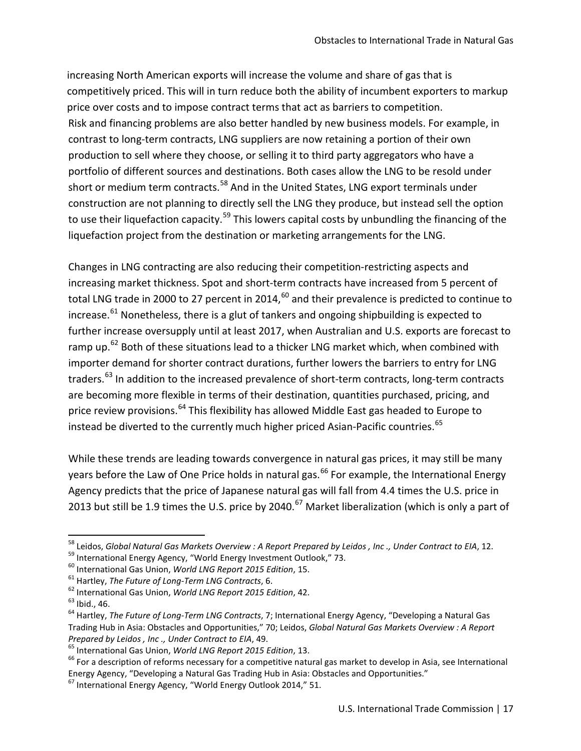increasing North American exports will increase the volume and share of gas that is competitively priced. This will in turn reduce both the ability of incumbent exporters to markup price over costs and to impose contract terms that act as barriers to competition.
Risk and financing problems are also better handled by new business models. For example, in contrast to long-term contracts, LNG suppliers are now retaining a portion of their own production to sell where they choose, or selling it to third party aggregators who have a portfolio of different sources and destinations. Both cases allow the LNG to be resold under short or medium term contracts.[58] And in the United States, LNG export terminals under construction are not planning to directly sell the LNG they produce, but instead sell the option to use their liquefaction capacity.[59] This lowers capital costs by unbundling the financing of the liquefaction project from the destination or marketing arrangements for the LNG.

Changes in LNG contracting are also reducing their competition-restricting aspects and increasing market thickness. Spot and short-term contracts have increased from 5 percent of total LNG trade in 2000 to 27 percent in 2014,[60] and their prevalence is predicted to continue to increase.[61] Nonetheless, there is a glut of tankers and ongoing shipbuilding is expected to further increase oversupply until at least 2017, when Australian and U.S. exports are forecast to ramp up.[62] Both of these situations lead to a thicker LNG market which, when combined with importer demand for shorter contract durations, further lowers the barriers to entry for LNG traders.[63] In addition to the increased prevalence of short-term contracts, long-term contracts are becoming more flexible in terms of their destination, quantities purchased, pricing, and price review provisions.[64] This flexibility has allowed Middle East gas headed to Europe to instead be diverted to the currently much higher priced Asian-Pacific countries.[65]

While these trends are leading towards convergence in natural gas prices, it may still be many years before the Law of One Price holds in natural gas.[66] For example, the International Energy Agency predicts that the price of Japanese natural gas will fall from 4.4 times the U.S. price in 2013 but still be 1.9 times the U.S. price by 2040.[67] Market liberalization (which is only a part of

---

[58] Leidos, *Global Natural Gas Markets Overview : A Report Prepared by Leidos , Inc ., Under Contract to EIA*, 12.
[59] International Energy Agency, "World Energy Investment Outlook," 73.
[60] International Gas Union, *World LNG Report 2015 Edition*, 15.
[61] Hartley, *The Future of Long-Term LNG Contracts*, 6.
[62] International Gas Union, *World LNG Report 2015 Edition*, 42.
[63] Ibid., 46.
[64] Hartley, *The Future of Long-Term LNG Contracts*, 7; International Energy Agency, "Developing a Natural Gas Trading Hub in Asia: Obstacles and Opportunities," 70; Leidos, *Global Natural Gas Markets Overview : A Report Prepared by Leidos , Inc ., Under Contract to EIA*, 49.
[65] International Gas Union, *World LNG Report 2015 Edition*, 13.
[66] For a description of reforms necessary for a competitive natural gas market to develop in Asia, see International Energy Agency, "Developing a Natural Gas Trading Hub in Asia: Obstacles and Opportunities."
[67] International Energy Agency, "World Energy Outlook 2014," 51.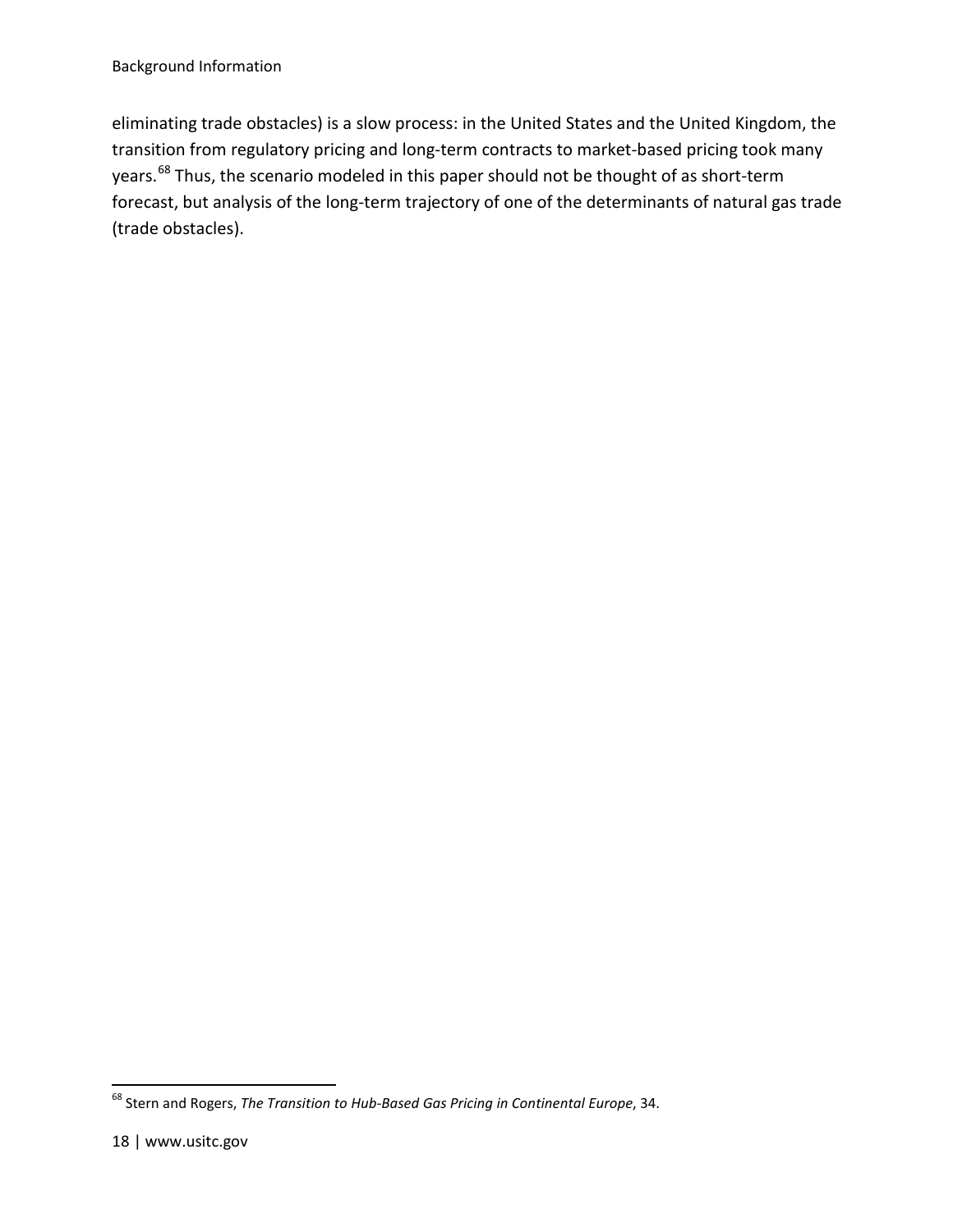eliminating trade obstacles) is a slow process: in the United States and the United Kingdom, the transition from regulatory pricing and long-term contracts to market-based pricing took many years.[68] Thus, the scenario modeled in this paper should not be thought of as short-term forecast, but analysis of the long-term trajectory of one of the determinants of natural gas trade (trade obstacles).

---

[68] Stern and Rogers, *The Transition to Hub-Based Gas Pricing in Continental Europe*, 34.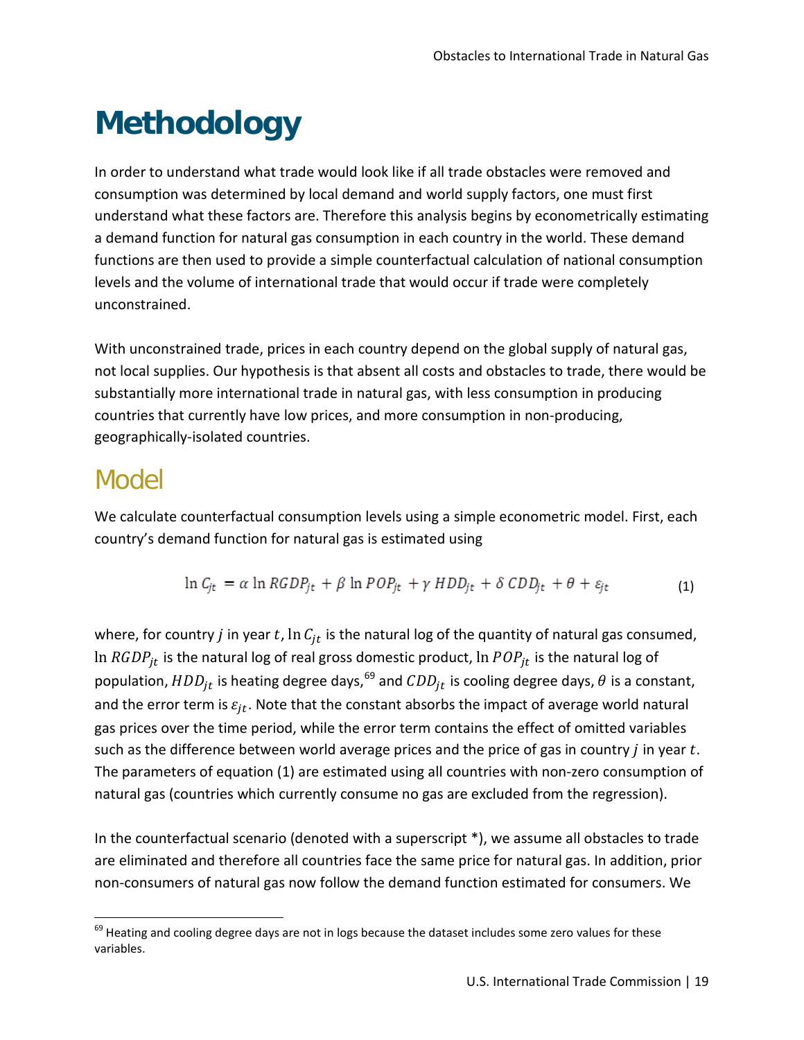# Methodology

In order to understand what trade would look like if all trade obstacles were removed and consumption was determined by local demand and world supply factors, one must first understand what these factors are. Therefore this analysis begins by econometrically estimating a demand function for natural gas consumption in each country in the world. These demand functions are then used to provide a simple counterfactual calculation of national consumption levels and the volume of international trade that would occur if trade were completely unconstrained.

With unconstrained trade, prices in each country depend on the global supply of natural gas, not local supplies. Our hypothesis is that absent all costs and obstacles to trade, there would be substantially more international trade in natural gas, with less consumption in producing countries that currently have low prices, and more consumption in non-producing, geographically-isolated countries.

## Model

We calculate counterfactual consumption levels using a simple econometric model. First, each country's demand function for natural gas is estimated using

$$\ln C_{jt} = \alpha \ln RGDP_{jt} + \beta \ln POP_{jt} + \gamma \, HDD_{jt} + \delta \, CDD_{jt} + \theta + \varepsilon_{jt} \tag{1}$$

where, for country $j$ in year $t$, $\ln C_{jt}$ is the natural log of the quantity of natural gas consumed, $\ln RGDP_{jt}$ is the natural log of real gross domestic product, $\ln POP_{jt}$ is the natural log of population, $HDD_{jt}$ is heating degree days,[69] and $CDD_{jt}$ is cooling degree days, $\theta$ is a constant, and the error term is $\varepsilon_{jt}$. Note that the constant absorbs the impact of average world natural gas prices over the time period, while the error term contains the effect of omitted variables such as the difference between world average prices and the price of gas in country $j$ in year $t$. The parameters of equation (1) are estimated using all countries with non-zero consumption of natural gas (countries which currently consume no gas are excluded from the regression).

In the counterfactual scenario (denoted with a superscript *), we assume all obstacles to trade are eliminated and therefore all countries face the same price for natural gas. In addition, prior non-consumers of natural gas now follow the demand function estimated for consumers. We

[69] Heating and cooling degree days are not in logs because the dataset includes some zero values for these variables.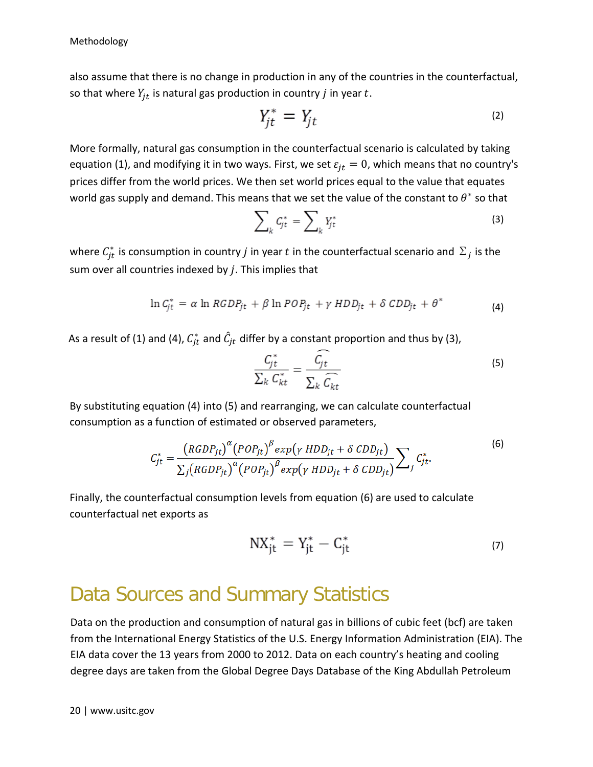also assume that there is no change in production in any of the countries in the counterfactual, so that where $Y_{jt}$ is natural gas production in country $j$ in year $t$.

$$Y_{jt}^{*} = Y_{jt} \tag{2}$$

More formally, natural gas consumption in the counterfactual scenario is calculated by taking equation (1), and modifying it in two ways. First, we set $\varepsilon_{jt} = 0$, which means that no country's prices differ from the world prices. We then set world prices equal to the value that equates world gas supply and demand. This means that we set the value of the constant to $\theta^{*}$ so that

$$\sum_{k} C_{jt}^{*} = \sum_{k} Y_{jt}^{*} \tag{3}$$

where $C_{jt}^{*}$ is consumption in country $j$ in year $t$ in the counterfactual scenario and $\Sigma_j$ is the sum over all countries indexed by $j$. This implies that

$$\ln C_{jt}^{*} = \alpha \ln RGDP_{jt} + \beta \ln POP_{jt} + \gamma\, HDD_{jt} + \delta\, CDD_{jt} + \theta^{*} \tag{4}$$

As a result of (1) and (4), $C_{jt}^{*}$ and $\hat{C}_{jt}$ differ by a constant proportion and thus by (3),

$$\frac{C_{jt}^{*}}{\sum_k C_{kt}^{*}} = \frac{\widehat{C_{jt}}}{\sum_k \widehat{C_{kt}}} \tag{5}$$

By substituting equation (4) into (5) and rearranging, we can calculate counterfactual consumption as a function of estimated or observed parameters,

$$C_{jt}^{*} = \frac{\left(RGDP_{jt}\right)^{\alpha}\left(POP_{jt}\right)^{\beta} exp\left(\gamma\, HDD_{jt} + \delta\, CDD_{jt}\right)}{\sum_j \left(RGDP_{jt}\right)^{\alpha}\left(POP_{jt}\right)^{\beta} exp\left(\gamma\, HDD_{jt} + \delta\, CDD_{jt}\right)} \sum_j C_{jt}^{*}. \tag{6}$$

Finally, the counterfactual consumption levels from equation (6) are used to calculate counterfactual net exports as

$$\mathrm{NX}_{\mathrm{jt}}^{*} = \mathrm{Y}_{\mathrm{jt}}^{*} - \mathrm{C}_{\mathrm{jt}}^{*} \tag{7}$$

# Data Sources and Summary Statistics

Data on the production and consumption of natural gas in billions of cubic feet (bcf) are taken from the International Energy Statistics of the U.S. Energy Information Administration (EIA). The EIA data cover the 13 years from 2000 to 2012. Data on each country's heating and cooling degree days are taken from the Global Degree Days Database of the King Abdullah Petroleum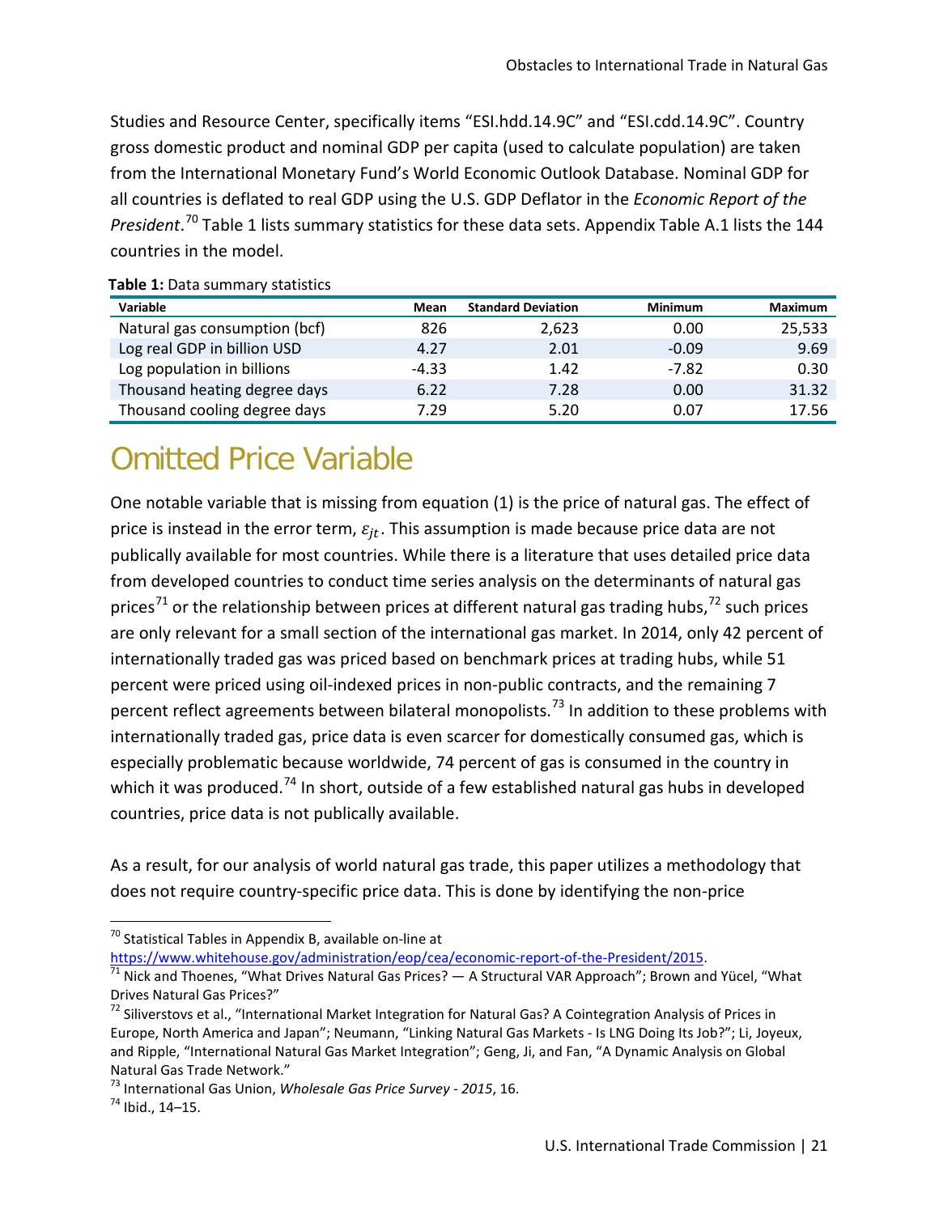Studies and Resource Center, specifically items "ESI.hdd.14.9C" and "ESI.cdd.14.9C". Country gross domestic product and nominal GDP per capita (used to calculate population) are taken from the International Monetary Fund's World Economic Outlook Database. Nominal GDP for all countries is deflated to real GDP using the U.S. GDP Deflator in the *Economic Report of the President*.[70] Table 1 lists summary statistics for these data sets. Appendix Table A.1 lists the 144 countries in the model.

**Table 1:** Data summary statistics

| Variable | Mean | Standard Deviation | Minimum | Maximum |
|---|---|---|---|---|
| Natural gas consumption (bcf) | 826 | 2,623 | 0.00 | 25,533 |
| Log real GDP in billion USD | 4.27 | 2.01 | -0.09 | 9.69 |
| Log population in billions | -4.33 | 1.42 | -7.82 | 0.30 |
| Thousand heating degree days | 6.22 | 7.28 | 0.00 | 31.32 |
| Thousand cooling degree days | 7.29 | 5.20 | 0.07 | 17.56 |

## Omitted Price Variable

One notable variable that is missing from equation (1) is the price of natural gas. The effect of price is instead in the error term, $\varepsilon_{jt}$. This assumption is made because price data are not publically available for most countries. While there is a literature that uses detailed price data from developed countries to conduct time series analysis on the determinants of natural gas prices[71] or the relationship between prices at different natural gas trading hubs,[72] such prices are only relevant for a small section of the international gas market. In 2014, only 42 percent of internationally traded gas was priced based on benchmark prices at trading hubs, while 51 percent were priced using oil-indexed prices in non-public contracts, and the remaining 7 percent reflect agreements between bilateral monopolists.[73] In addition to these problems with internationally traded gas, price data is even scarcer for domestically consumed gas, which is especially problematic because worldwide, 74 percent of gas is consumed in the country in which it was produced.[74] In short, outside of a few established natural gas hubs in developed countries, price data is not publically available.

As a result, for our analysis of world natural gas trade, this paper utilizes a methodology that does not require country-specific price data. This is done by identifying the non-price

[70] Statistical Tables in Appendix B, available on-line at https://www.whitehouse.gov/administration/eop/cea/economic-report-of-the-President/2015.

[71] Nick and Thoenes, "What Drives Natural Gas Prices? — A Structural VAR Approach"; Brown and Yücel, "What Drives Natural Gas Prices?"

[72] Siliverstovs et al., "International Market Integration for Natural Gas? A Cointegration Analysis of Prices in Europe, North America and Japan"; Neumann, "Linking Natural Gas Markets - Is LNG Doing Its Job?"; Li, Joyeux, and Ripple, "International Natural Gas Market Integration"; Geng, Ji, and Fan, "A Dynamic Analysis on Global Natural Gas Trade Network."

[73] International Gas Union, *Wholesale Gas Price Survey - 2015*, 16.

[74] Ibid., 14–15.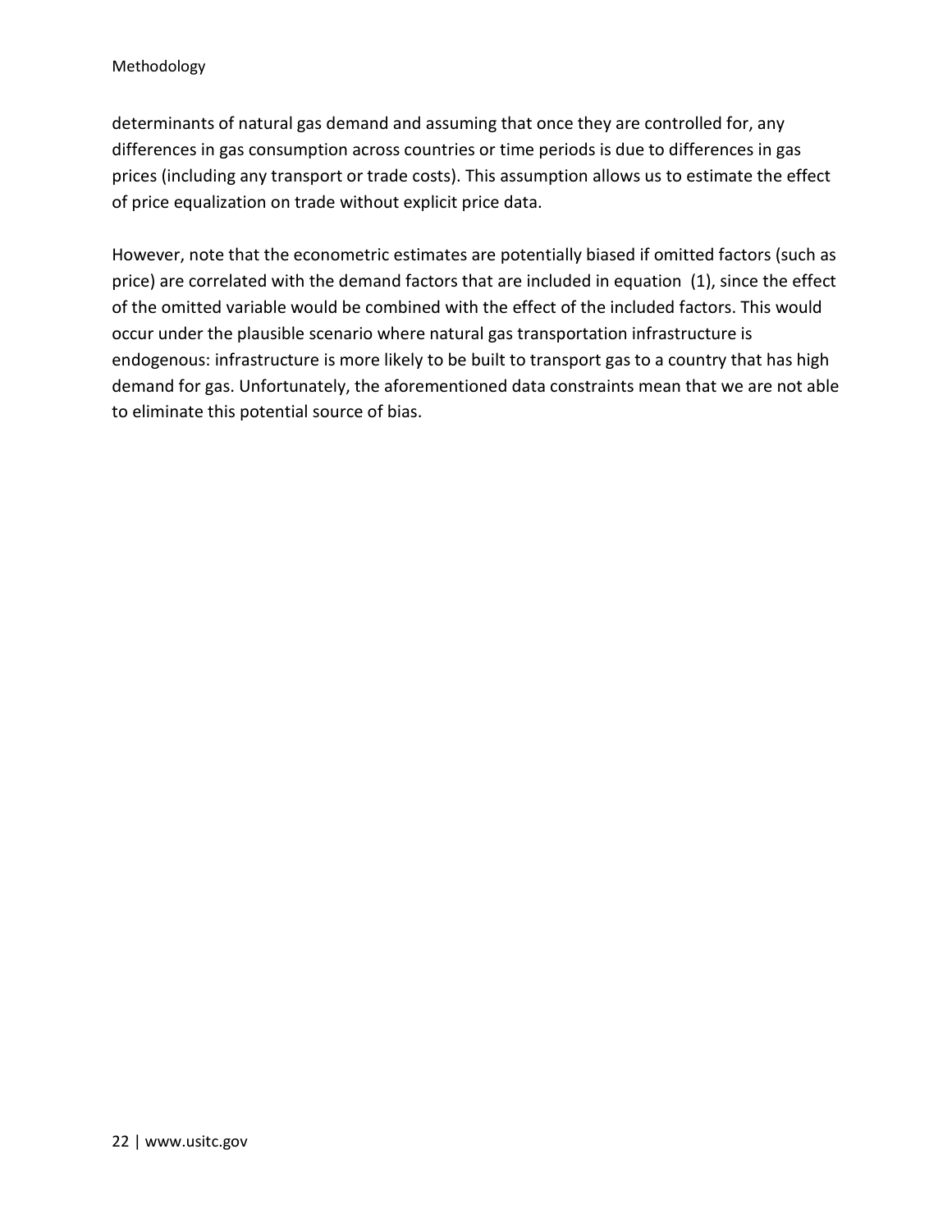determinants of natural gas demand and assuming that once they are controlled for, any differences in gas consumption across countries or time periods is due to differences in gas prices (including any transport or trade costs). This assumption allows us to estimate the effect of price equalization on trade without explicit price data.

However, note that the econometric estimates are potentially biased if omitted factors (such as price) are correlated with the demand factors that are included in equation (1), since the effect of the omitted variable would be combined with the effect of the included factors. This would occur under the plausible scenario where natural gas transportation infrastructure is endogenous: infrastructure is more likely to be built to transport gas to a country that has high demand for gas. Unfortunately, the aforementioned data constraints mean that we are not able to eliminate this potential source of bias.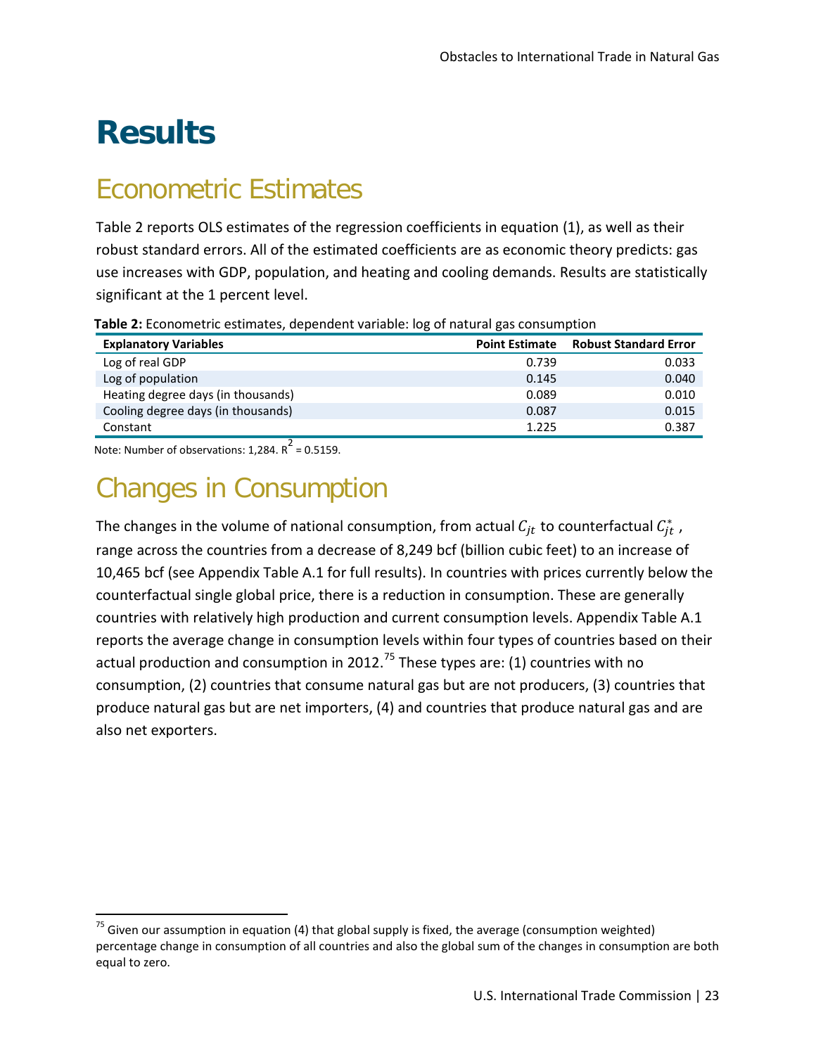# Results

## Econometric Estimates

Table 2 reports OLS estimates of the regression coefficients in equation (1), as well as their robust standard errors. All of the estimated coefficients are as economic theory predicts: gas use increases with GDP, population, and heating and cooling demands. Results are statistically significant at the 1 percent level.

**Table 2:** Econometric estimates, dependent variable: log of natural gas consumption

| Explanatory Variables | Point Estimate | Robust Standard Error |
|---|---|---|
| Log of real GDP | 0.739 | 0.033 |
| Log of population | 0.145 | 0.040 |
| Heating degree days (in thousands) | 0.089 | 0.010 |
| Cooling degree days (in thousands) | 0.087 | 0.015 |
| Constant | 1.225 | 0.387 |

Note: Number of observations: 1,284. $R^2$ = 0.5159.

## Changes in Consumption

The changes in the volume of national consumption, from actual $C_{jt}$ to counterfactual $C_{jt}^*$, range across the countries from a decrease of 8,249 bcf (billion cubic feet) to an increase of 10,465 bcf (see Appendix Table A.1 for full results). In countries with prices currently below the counterfactual single global price, there is a reduction in consumption. These are generally countries with relatively high production and current consumption levels. Appendix Table A.1 reports the average change in consumption levels within four types of countries based on their actual production and consumption in 2012.[75] These types are: (1) countries with no consumption, (2) countries that consume natural gas but are not producers, (3) countries that produce natural gas but are net importers, (4) and countries that produce natural gas and are also net exporters.

[75] Given our assumption in equation (4) that global supply is fixed, the average (consumption weighted) percentage change in consumption of all countries and also the global sum of the changes in consumption are both equal to zero.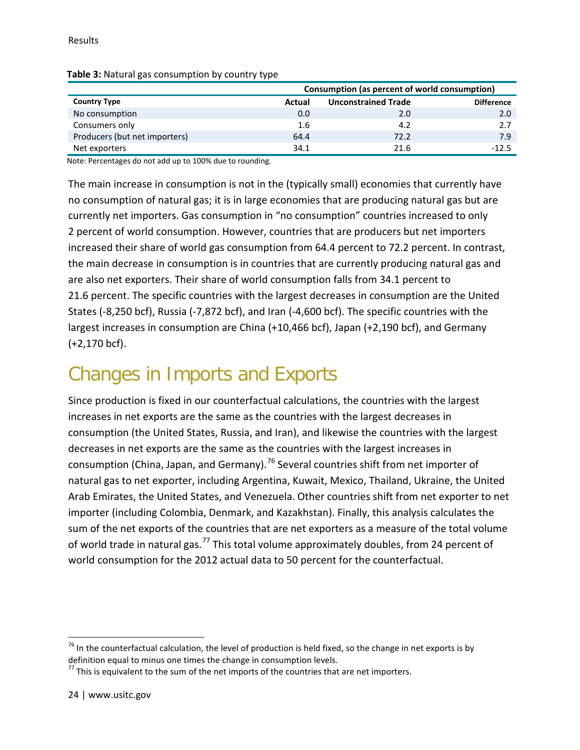**Table 3:** Natural gas consumption by country type

| | Consumption (as percent of world consumption) | | |
|---|---|---|---|
| **Country Type** | **Actual** | **Unconstrained Trade** | **Difference** |
| No consumption | 0.0 | 2.0 | 2.0 |
| Consumers only | 1.6 | 4.2 | 2.7 |
| Producers (but net importers) | 64.4 | 72.2 | 7.9 |
| Net exporters | 34.1 | 21.6 | -12.5 |

Note: Percentages do not add up to 100% due to rounding.

The main increase in consumption is not in the (typically small) economies that currently have no consumption of natural gas; it is in large economies that are producing natural gas but are currently net importers. Gas consumption in "no consumption" countries increased to only 2 percent of world consumption. However, countries that are producers but net importers increased their share of world gas consumption from 64.4 percent to 72.2 percent. In contrast, the main decrease in consumption is in countries that are currently producing natural gas and are also net exporters. Their share of world consumption falls from 34.1 percent to 21.6 percent. The specific countries with the largest decreases in consumption are the United States (-8,250 bcf), Russia (-7,872 bcf), and Iran (-4,600 bcf). The specific countries with the largest increases in consumption are China (+10,466 bcf), Japan (+2,190 bcf), and Germany (+2,170 bcf).

## Changes in Imports and Exports

Since production is fixed in our counterfactual calculations, the countries with the largest increases in net exports are the same as the countries with the largest decreases in consumption (the United States, Russia, and Iran), and likewise the countries with the largest decreases in net exports are the same as the countries with the largest increases in consumption (China, Japan, and Germany).[76] Several countries shift from net importer of natural gas to net exporter, including Argentina, Kuwait, Mexico, Thailand, Ukraine, the United Arab Emirates, the United States, and Venezuela. Other countries shift from net exporter to net importer (including Colombia, Denmark, and Kazakhstan). Finally, this analysis calculates the sum of the net exports of the countries that are net exporters as a measure of the total volume of world trade in natural gas.[77] This total volume approximately doubles, from 24 percent of world consumption for the 2012 actual data to 50 percent for the counterfactual.

[76] In the counterfactual calculation, the level of production is held fixed, so the change in net exports is by definition equal to minus one times the change in consumption levels.

[77] This is equivalent to the sum of the net imports of the countries that are net importers.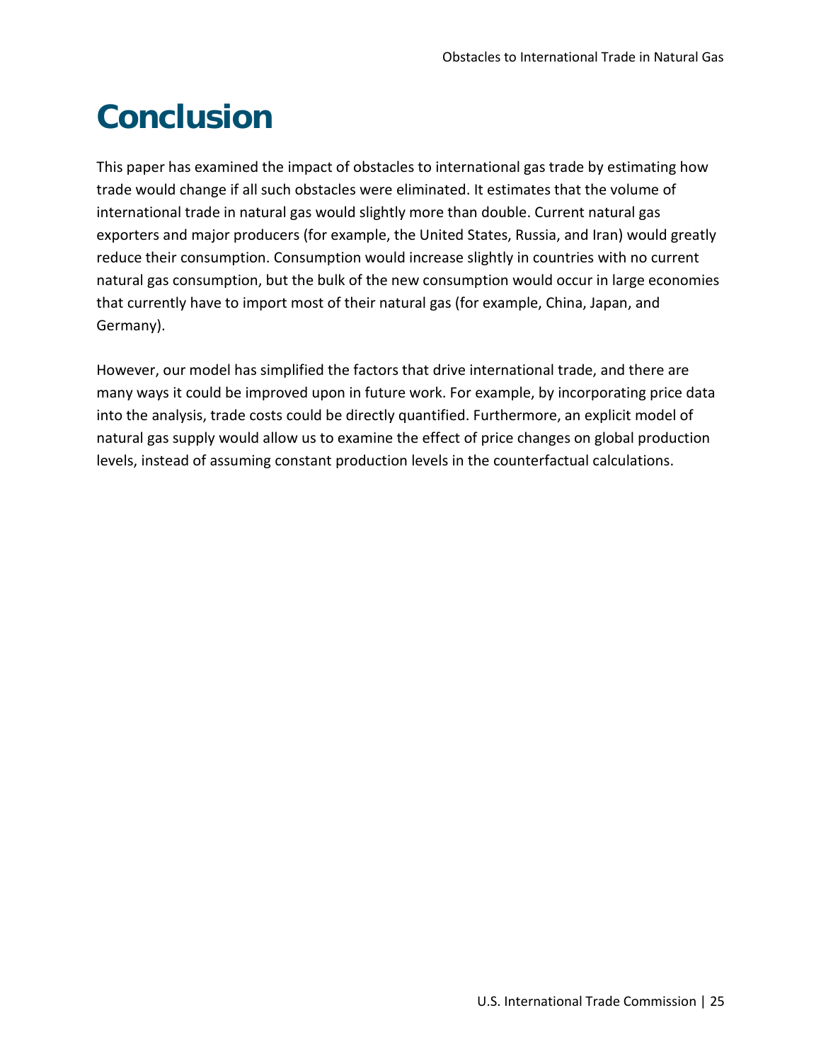# Conclusion

This paper has examined the impact of obstacles to international gas trade by estimating how trade would change if all such obstacles were eliminated. It estimates that the volume of international trade in natural gas would slightly more than double. Current natural gas exporters and major producers (for example, the United States, Russia, and Iran) would greatly reduce their consumption. Consumption would increase slightly in countries with no current natural gas consumption, but the bulk of the new consumption would occur in large economies that currently have to import most of their natural gas (for example, China, Japan, and Germany).

However, our model has simplified the factors that drive international trade, and there are many ways it could be improved upon in future work. For example, by incorporating price data into the analysis, trade costs could be directly quantified. Furthermore, an explicit model of natural gas supply would allow us to examine the effect of price changes on global production levels, instead of assuming constant production levels in the counterfactual calculations.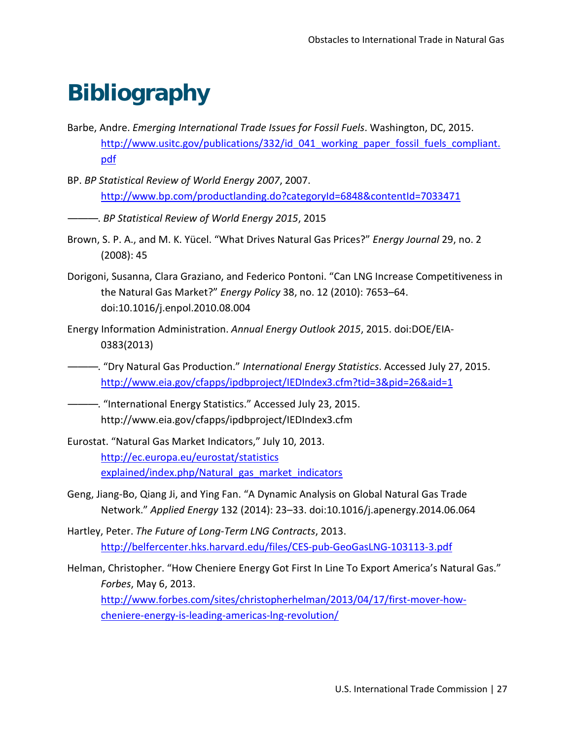# Bibliography

Barbe, Andre. *Emerging International Trade Issues for Fossil Fuels*. Washington, DC, 2015. http://www.usitc.gov/publications/332/id_041_working_paper_fossil_fuels_compliant.pdf

BP. *BP Statistical Review of World Energy 2007*, 2007. http://www.bp.com/productlanding.do?categoryId=6848&contentId=7033471

———. *BP Statistical Review of World Energy 2015*, 2015

Brown, S. P. A., and M. K. Yücel. "What Drives Natural Gas Prices?" *Energy Journal* 29, no. 2 (2008): 45

Dorigoni, Susanna, Clara Graziano, and Federico Pontoni. "Can LNG Increase Competitiveness in the Natural Gas Market?" *Energy Policy* 38, no. 12 (2010): 7653–64. doi:10.1016/j.enpol.2010.08.004

Energy Information Administration. *Annual Energy Outlook 2015*, 2015. doi:DOE/EIA-0383(2013)

———. "Dry Natural Gas Production." *International Energy Statistics*. Accessed July 27, 2015. http://www.eia.gov/cfapps/ipdbproject/IEDIndex3.cfm?tid=3&pid=26&aid=1

———. "International Energy Statistics." Accessed July 23, 2015. http://www.eia.gov/cfapps/ipdbproject/IEDIndex3.cfm

Eurostat. "Natural Gas Market Indicators," July 10, 2013. http://ec.europa.eu/eurostat/statistics explained/index.php/Natural_gas_market_indicators

Geng, Jiang-Bo, Qiang Ji, and Ying Fan. "A Dynamic Analysis on Global Natural Gas Trade Network." *Applied Energy* 132 (2014): 23–33. doi:10.1016/j.apenergy.2014.06.064

Hartley, Peter. *The Future of Long-Term LNG Contracts*, 2013. http://belfercenter.hks.harvard.edu/files/CES-pub-GeoGasLNG-103113-3.pdf

Helman, Christopher. "How Cheniere Energy Got First In Line To Export America's Natural Gas." *Forbes*, May 6, 2013. http://www.forbes.com/sites/christopherhelman/2013/04/17/first-mover-how-cheniere-energy-is-leading-americas-lng-revolution/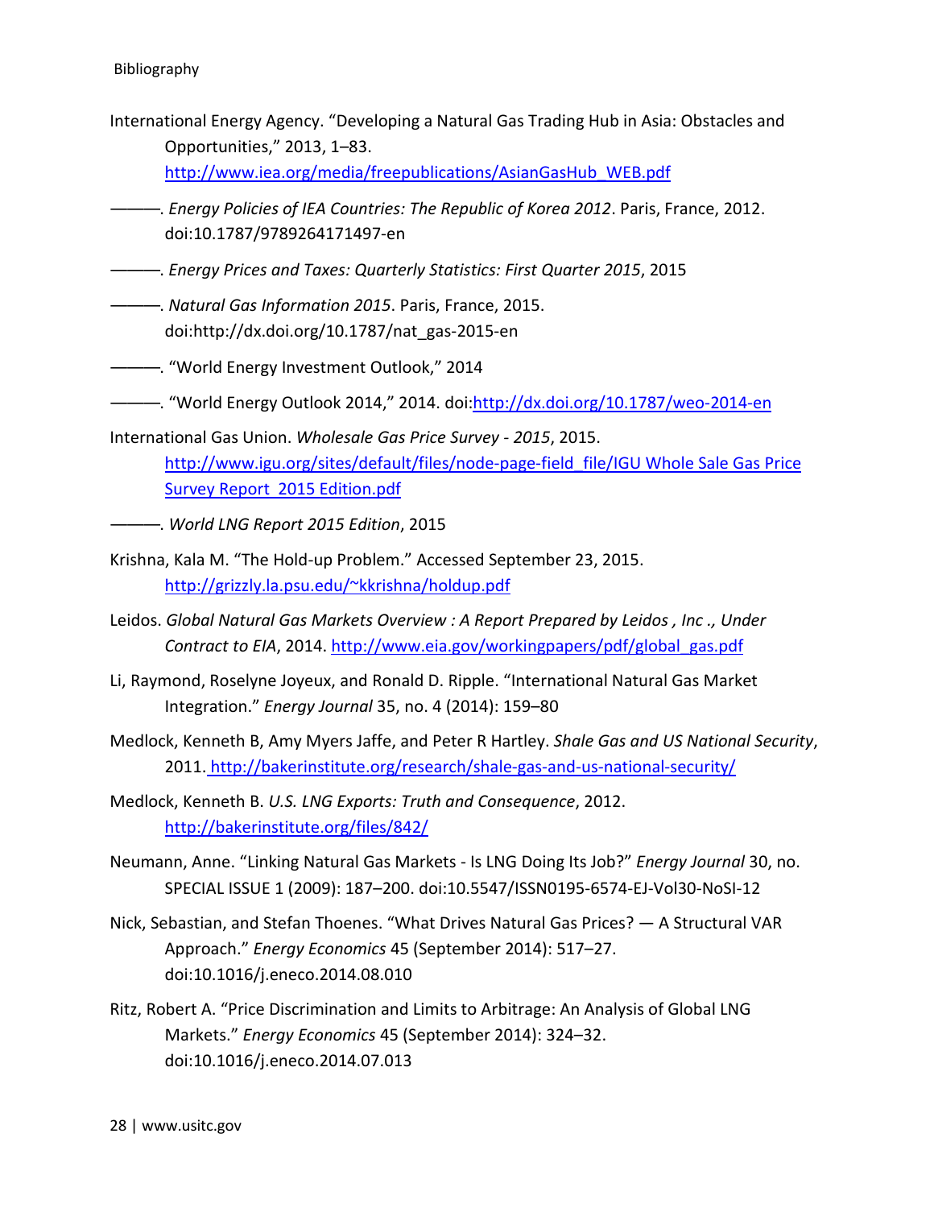Bibliography

International Energy Agency. "Developing a Natural Gas Trading Hub in Asia: Obstacles and Opportunities," 2013, 1–83. http://www.iea.org/media/freepublications/AsianGasHub_WEB.pdf

———. *Energy Policies of IEA Countries: The Republic of Korea 2012*. Paris, France, 2012. doi:10.1787/9789264171497-en

———. *Energy Prices and Taxes: Quarterly Statistics: First Quarter 2015*, 2015

———. *Natural Gas Information 2015*. Paris, France, 2015. doi:http://dx.doi.org/10.1787/nat_gas-2015-en

———. "World Energy Investment Outlook," 2014

———. "World Energy Outlook 2014," 2014. doi:http://dx.doi.org/10.1787/weo-2014-en

International Gas Union. *Wholesale Gas Price Survey - 2015*, 2015. http://www.igu.org/sites/default/files/node-page-field_file/IGU Whole Sale Gas Price Survey Report_2015 Edition.pdf

———. *World LNG Report 2015 Edition*, 2015

Krishna, Kala M. "The Hold-up Problem." Accessed September 23, 2015. http://grizzly.la.psu.edu/~kkrishna/holdup.pdf

Leidos. *Global Natural Gas Markets Overview : A Report Prepared by Leidos , Inc ., Under Contract to EIA*, 2014. http://www.eia.gov/workingpapers/pdf/global_gas.pdf

Li, Raymond, Roselyne Joyeux, and Ronald D. Ripple. "International Natural Gas Market Integration." *Energy Journal* 35, no. 4 (2014): 159–80

Medlock, Kenneth B, Amy Myers Jaffe, and Peter R Hartley. *Shale Gas and US National Security*, 2011. http://bakerinstitute.org/research/shale-gas-and-us-national-security/

Medlock, Kenneth B. *U.S. LNG Exports: Truth and Consequence*, 2012. http://bakerinstitute.org/files/842/

Neumann, Anne. "Linking Natural Gas Markets - Is LNG Doing Its Job?" *Energy Journal* 30, no. SPECIAL ISSUE 1 (2009): 187–200. doi:10.5547/ISSN0195-6574-EJ-Vol30-NoSI-12

Nick, Sebastian, and Stefan Thoenes. "What Drives Natural Gas Prices? — A Structural VAR Approach." *Energy Economics* 45 (September 2014): 517–27. doi:10.1016/j.eneco.2014.08.010

Ritz, Robert A. "Price Discrimination and Limits to Arbitrage: An Analysis of Global LNG Markets." *Energy Economics* 45 (September 2014): 324–32. doi:10.1016/j.eneco.2014.07.013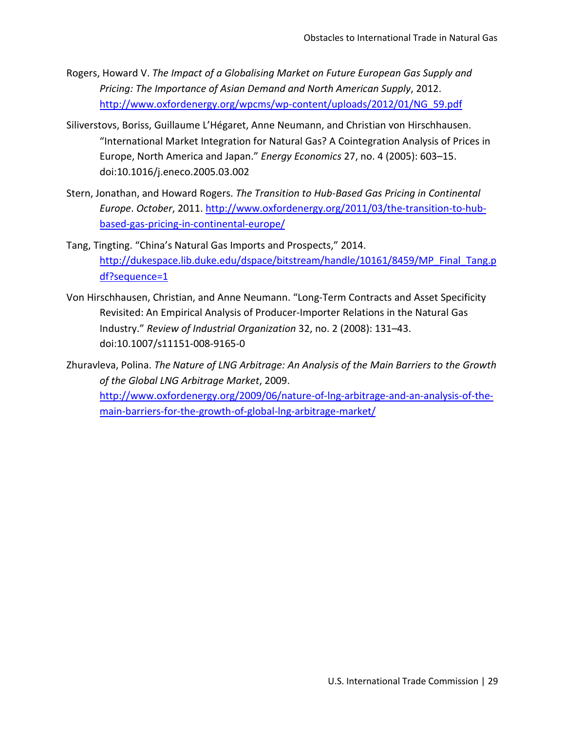Rogers, Howard V. *The Impact of a Globalising Market on Future European Gas Supply and Pricing: The Importance of Asian Demand and North American Supply*, 2012. http://www.oxfordenergy.org/wpcms/wp-content/uploads/2012/01/NG_59.pdf

Siliverstovs, Boriss, Guillaume L'Hégaret, Anne Neumann, and Christian von Hirschhausen. "International Market Integration for Natural Gas? A Cointegration Analysis of Prices in Europe, North America and Japan." *Energy Economics* 27, no. 4 (2005): 603–15. doi:10.1016/j.eneco.2005.03.002

Stern, Jonathan, and Howard Rogers. *The Transition to Hub-Based Gas Pricing in Continental Europe*. *October*, 2011. http://www.oxfordenergy.org/2011/03/the-transition-to-hub-based-gas-pricing-in-continental-europe/

Tang, Tingting. "China's Natural Gas Imports and Prospects," 2014. http://dukespace.lib.duke.edu/dspace/bitstream/handle/10161/8459/MP_Final_Tang.pdf?sequence=1

Von Hirschhausen, Christian, and Anne Neumann. "Long-Term Contracts and Asset Specificity Revisited: An Empirical Analysis of Producer-Importer Relations in the Natural Gas Industry." *Review of Industrial Organization* 32, no. 2 (2008): 131–43. doi:10.1007/s11151-008-9165-0

Zhuravleva, Polina. *The Nature of LNG Arbitrage: An Analysis of the Main Barriers to the Growth of the Global LNG Arbitrage Market*, 2009. http://www.oxfordenergy.org/2009/06/nature-of-lng-arbitrage-and-an-analysis-of-the-main-barriers-for-the-growth-of-global-lng-arbitrage-market/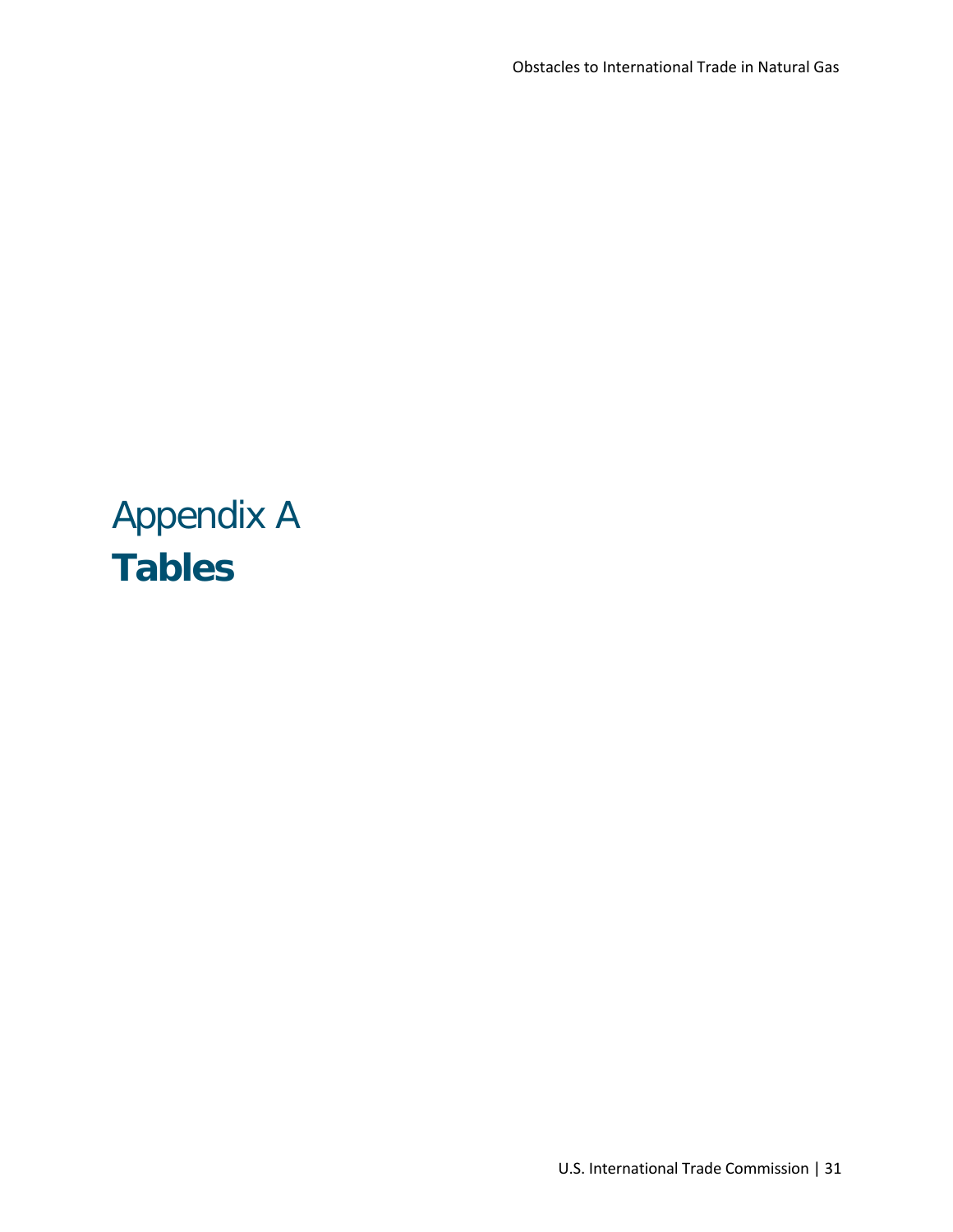# Appendix A
# **Tables**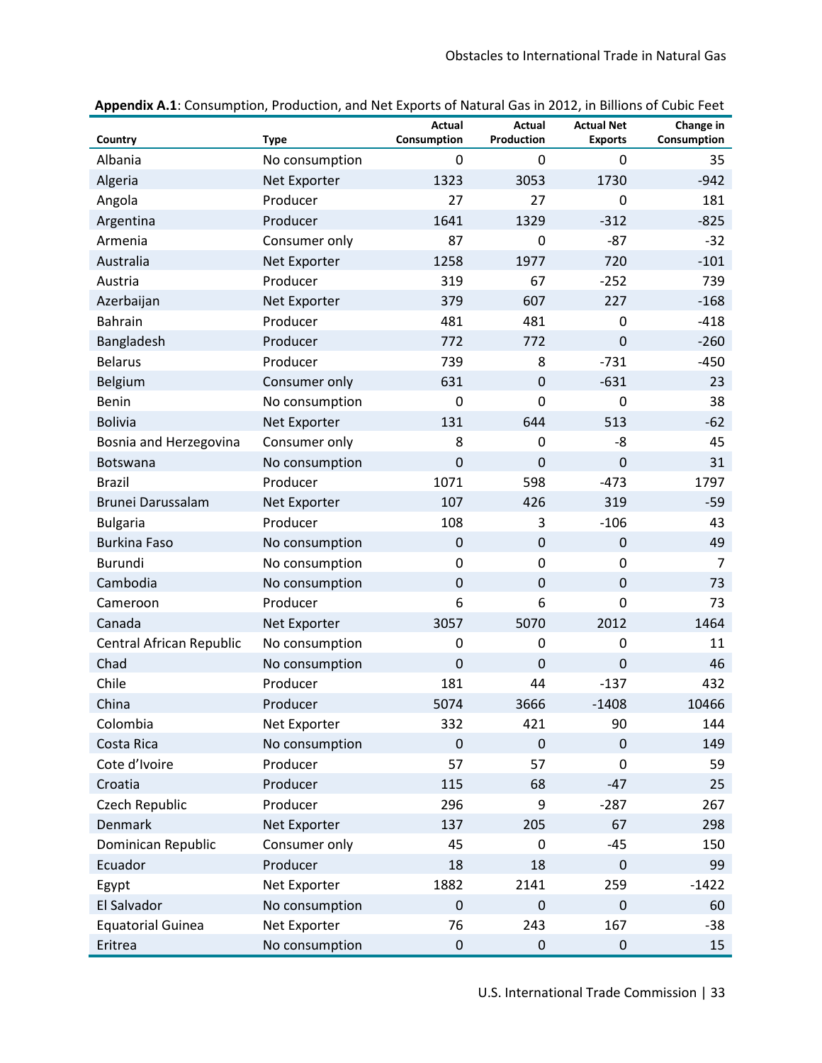**Appendix A.1**: Consumption, Production, and Net Exports of Natural Gas in 2012, in Billions of Cubic Feet

| Country | Type | Actual Consumption | Actual Production | Actual Net Exports | Change in Consumption |
|---|---|---|---|---|---|
| Albania | No consumption | 0 | 0 | 0 | 35 |
| Algeria | Net Exporter | 1323 | 3053 | 1730 | -942 |
| Angola | Producer | 27 | 27 | 0 | 181 |
| Argentina | Producer | 1641 | 1329 | -312 | -825 |
| Armenia | Consumer only | 87 | 0 | -87 | -32 |
| Australia | Net Exporter | 1258 | 1977 | 720 | -101 |
| Austria | Producer | 319 | 67 | -252 | 739 |
| Azerbaijan | Net Exporter | 379 | 607 | 227 | -168 |
| Bahrain | Producer | 481 | 481 | 0 | -418 |
| Bangladesh | Producer | 772 | 772 | 0 | -260 |
| Belarus | Producer | 739 | 8 | -731 | -450 |
| Belgium | Consumer only | 631 | 0 | -631 | 23 |
| Benin | No consumption | 0 | 0 | 0 | 38 |
| Bolivia | Net Exporter | 131 | 644 | 513 | -62 |
| Bosnia and Herzegovina | Consumer only | 8 | 0 | -8 | 45 |
| Botswana | No consumption | 0 | 0 | 0 | 31 |
| Brazil | Producer | 1071 | 598 | -473 | 1797 |
| Brunei Darussalam | Net Exporter | 107 | 426 | 319 | -59 |
| Bulgaria | Producer | 108 | 3 | -106 | 43 |
| Burkina Faso | No consumption | 0 | 0 | 0 | 49 |
| Burundi | No consumption | 0 | 0 | 0 | 7 |
| Cambodia | No consumption | 0 | 0 | 0 | 73 |
| Cameroon | Producer | 6 | 6 | 0 | 73 |
| Canada | Net Exporter | 3057 | 5070 | 2012 | 1464 |
| Central African Republic | No consumption | 0 | 0 | 0 | 11 |
| Chad | No consumption | 0 | 0 | 0 | 46 |
| Chile | Producer | 181 | 44 | -137 | 432 |
| China | Producer | 5074 | 3666 | -1408 | 10466 |
| Colombia | Net Exporter | 332 | 421 | 90 | 144 |
| Costa Rica | No consumption | 0 | 0 | 0 | 149 |
| Cote d'Ivoire | Producer | 57 | 57 | 0 | 59 |
| Croatia | Producer | 115 | 68 | -47 | 25 |
| Czech Republic | Producer | 296 | 9 | -287 | 267 |
| Denmark | Net Exporter | 137 | 205 | 67 | 298 |
| Dominican Republic | Consumer only | 45 | 0 | -45 | 150 |
| Ecuador | Producer | 18 | 18 | 0 | 99 |
| Egypt | Net Exporter | 1882 | 2141 | 259 | -1422 |
| El Salvador | No consumption | 0 | 0 | 0 | 60 |
| Equatorial Guinea | Net Exporter | 76 | 243 | 167 | -38 |
| Eritrea | No consumption | 0 | 0 | 0 | 15 |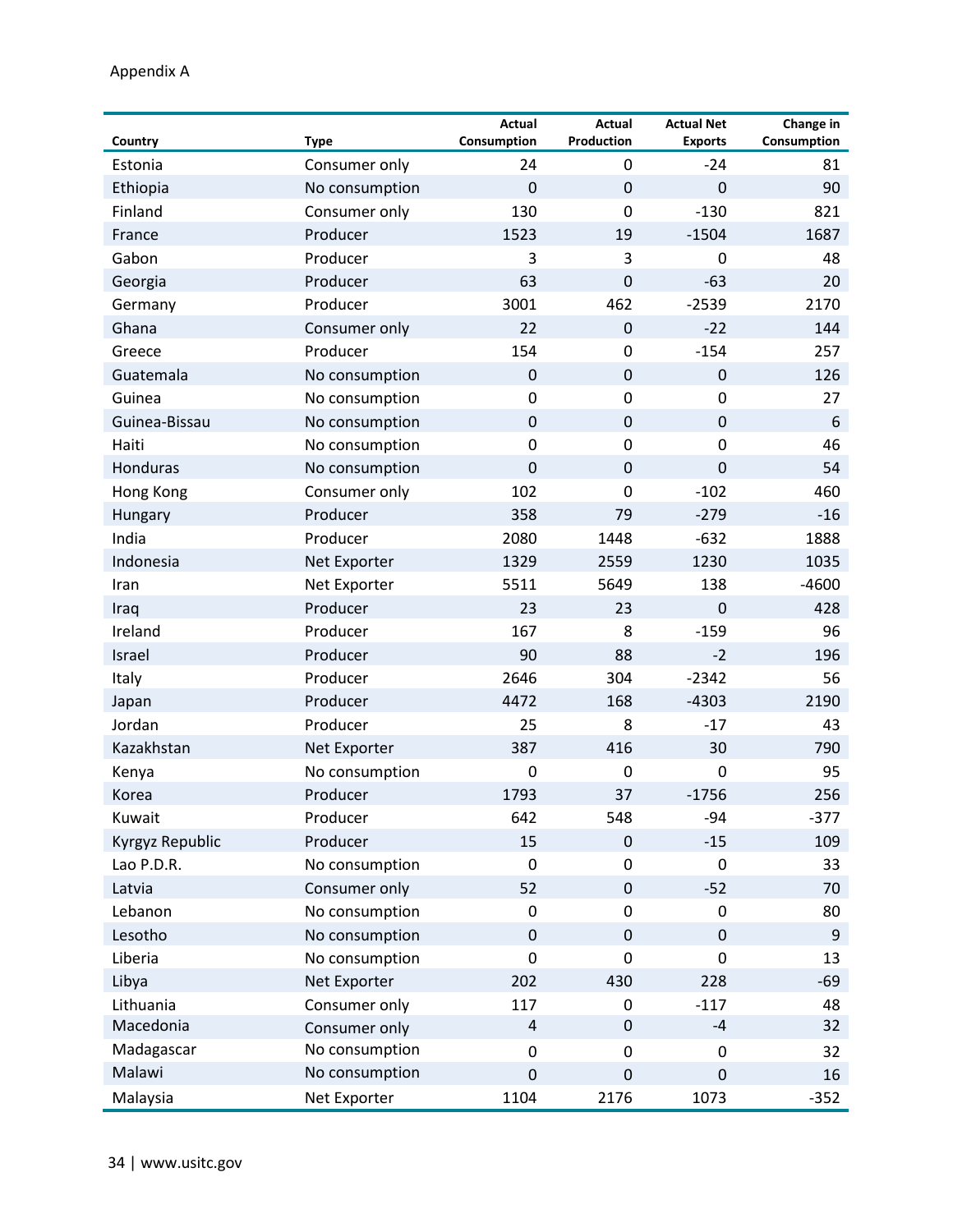Appendix A

| Country | Type | Actual Consumption | Actual Production | Actual Net Exports | Change in Consumption |
|---|---|---|---|---|---|
| Estonia | Consumer only | 24 | 0 | -24 | 81 |
| Ethiopia | No consumption | 0 | 0 | 0 | 90 |
| Finland | Consumer only | 130 | 0 | -130 | 821 |
| France | Producer | 1523 | 19 | -1504 | 1687 |
| Gabon | Producer | 3 | 3 | 0 | 48 |
| Georgia | Producer | 63 | 0 | -63 | 20 |
| Germany | Producer | 3001 | 462 | -2539 | 2170 |
| Ghana | Consumer only | 22 | 0 | -22 | 144 |
| Greece | Producer | 154 | 0 | -154 | 257 |
| Guatemala | No consumption | 0 | 0 | 0 | 126 |
| Guinea | No consumption | 0 | 0 | 0 | 27 |
| Guinea-Bissau | No consumption | 0 | 0 | 0 | 6 |
| Haiti | No consumption | 0 | 0 | 0 | 46 |
| Honduras | No consumption | 0 | 0 | 0 | 54 |
| Hong Kong | Consumer only | 102 | 0 | -102 | 460 |
| Hungary | Producer | 358 | 79 | -279 | -16 |
| India | Producer | 2080 | 1448 | -632 | 1888 |
| Indonesia | Net Exporter | 1329 | 2559 | 1230 | 1035 |
| Iran | Net Exporter | 5511 | 5649 | 138 | -4600 |
| Iraq | Producer | 23 | 23 | 0 | 428 |
| Ireland | Producer | 167 | 8 | -159 | 96 |
| Israel | Producer | 90 | 88 | -2 | 196 |
| Italy | Producer | 2646 | 304 | -2342 | 56 |
| Japan | Producer | 4472 | 168 | -4303 | 2190 |
| Jordan | Producer | 25 | 8 | -17 | 43 |
| Kazakhstan | Net Exporter | 387 | 416 | 30 | 790 |
| Kenya | No consumption | 0 | 0 | 0 | 95 |
| Korea | Producer | 1793 | 37 | -1756 | 256 |
| Kuwait | Producer | 642 | 548 | -94 | -377 |
| Kyrgyz Republic | Producer | 15 | 0 | -15 | 109 |
| Lao P.D.R. | No consumption | 0 | 0 | 0 | 33 |
| Latvia | Consumer only | 52 | 0 | -52 | 70 |
| Lebanon | No consumption | 0 | 0 | 0 | 80 |
| Lesotho | No consumption | 0 | 0 | 0 | 9 |
| Liberia | No consumption | 0 | 0 | 0 | 13 |
| Libya | Net Exporter | 202 | 430 | 228 | -69 |
| Lithuania | Consumer only | 117 | 0 | -117 | 48 |
| Macedonia | Consumer only | 4 | 0 | -4 | 32 |
| Madagascar | No consumption | 0 | 0 | 0 | 32 |
| Malawi | No consumption | 0 | 0 | 0 | 16 |
| Malaysia | Net Exporter | 1104 | 2176 | 1073 | -352 |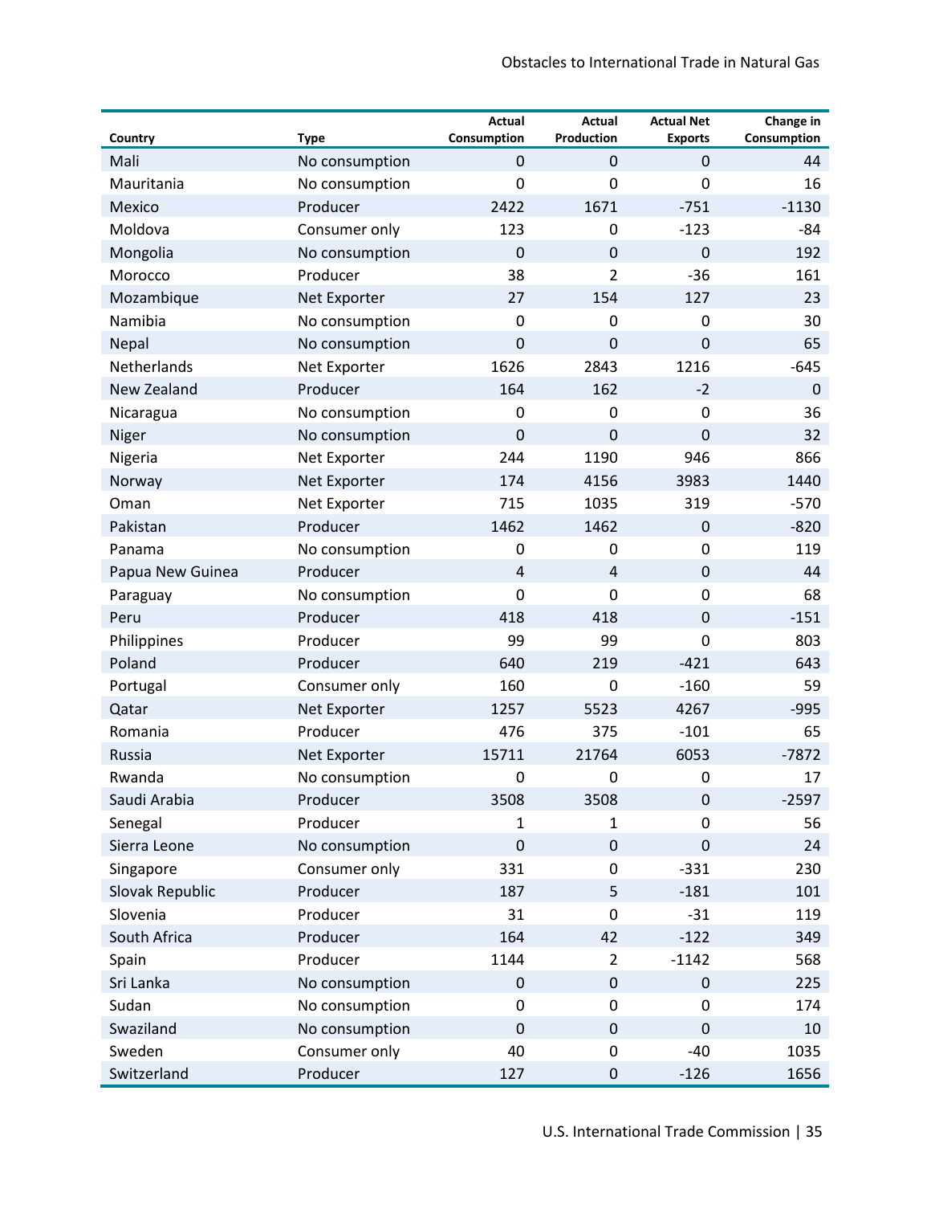| Country | Type | Actual Consumption | Actual Production | Actual Net Exports | Change in Consumption |
|---|---|---|---|---|---|
| Mali | No consumption | 0 | 0 | 0 | 44 |
| Mauritania | No consumption | 0 | 0 | 0 | 16 |
| Mexico | Producer | 2422 | 1671 | -751 | -1130 |
| Moldova | Consumer only | 123 | 0 | -123 | -84 |
| Mongolia | No consumption | 0 | 0 | 0 | 192 |
| Morocco | Producer | 38 | 2 | -36 | 161 |
| Mozambique | Net Exporter | 27 | 154 | 127 | 23 |
| Namibia | No consumption | 0 | 0 | 0 | 30 |
| Nepal | No consumption | 0 | 0 | 0 | 65 |
| Netherlands | Net Exporter | 1626 | 2843 | 1216 | -645 |
| New Zealand | Producer | 164 | 162 | -2 | 0 |
| Nicaragua | No consumption | 0 | 0 | 0 | 36 |
| Niger | No consumption | 0 | 0 | 0 | 32 |
| Nigeria | Net Exporter | 244 | 1190 | 946 | 866 |
| Norway | Net Exporter | 174 | 4156 | 3983 | 1440 |
| Oman | Net Exporter | 715 | 1035 | 319 | -570 |
| Pakistan | Producer | 1462 | 1462 | 0 | -820 |
| Panama | No consumption | 0 | 0 | 0 | 119 |
| Papua New Guinea | Producer | 4 | 4 | 0 | 44 |
| Paraguay | No consumption | 0 | 0 | 0 | 68 |
| Peru | Producer | 418 | 418 | 0 | -151 |
| Philippines | Producer | 99 | 99 | 0 | 803 |
| Poland | Producer | 640 | 219 | -421 | 643 |
| Portugal | Consumer only | 160 | 0 | -160 | 59 |
| Qatar | Net Exporter | 1257 | 5523 | 4267 | -995 |
| Romania | Producer | 476 | 375 | -101 | 65 |
| Russia | Net Exporter | 15711 | 21764 | 6053 | -7872 |
| Rwanda | No consumption | 0 | 0 | 0 | 17 |
| Saudi Arabia | Producer | 3508 | 3508 | 0 | -2597 |
| Senegal | Producer | 1 | 1 | 0 | 56 |
| Sierra Leone | No consumption | 0 | 0 | 0 | 24 |
| Singapore | Consumer only | 331 | 0 | -331 | 230 |
| Slovak Republic | Producer | 187 | 5 | -181 | 101 |
| Slovenia | Producer | 31 | 0 | -31 | 119 |
| South Africa | Producer | 164 | 42 | -122 | 349 |
| Spain | Producer | 1144 | 2 | -1142 | 568 |
| Sri Lanka | No consumption | 0 | 0 | 0 | 225 |
| Sudan | No consumption | 0 | 0 | 0 | 174 |
| Swaziland | No consumption | 0 | 0 | 0 | 10 |
| Sweden | Consumer only | 40 | 0 | -40 | 1035 |
| Switzerland | Producer | 127 | 0 | -126 | 1656 |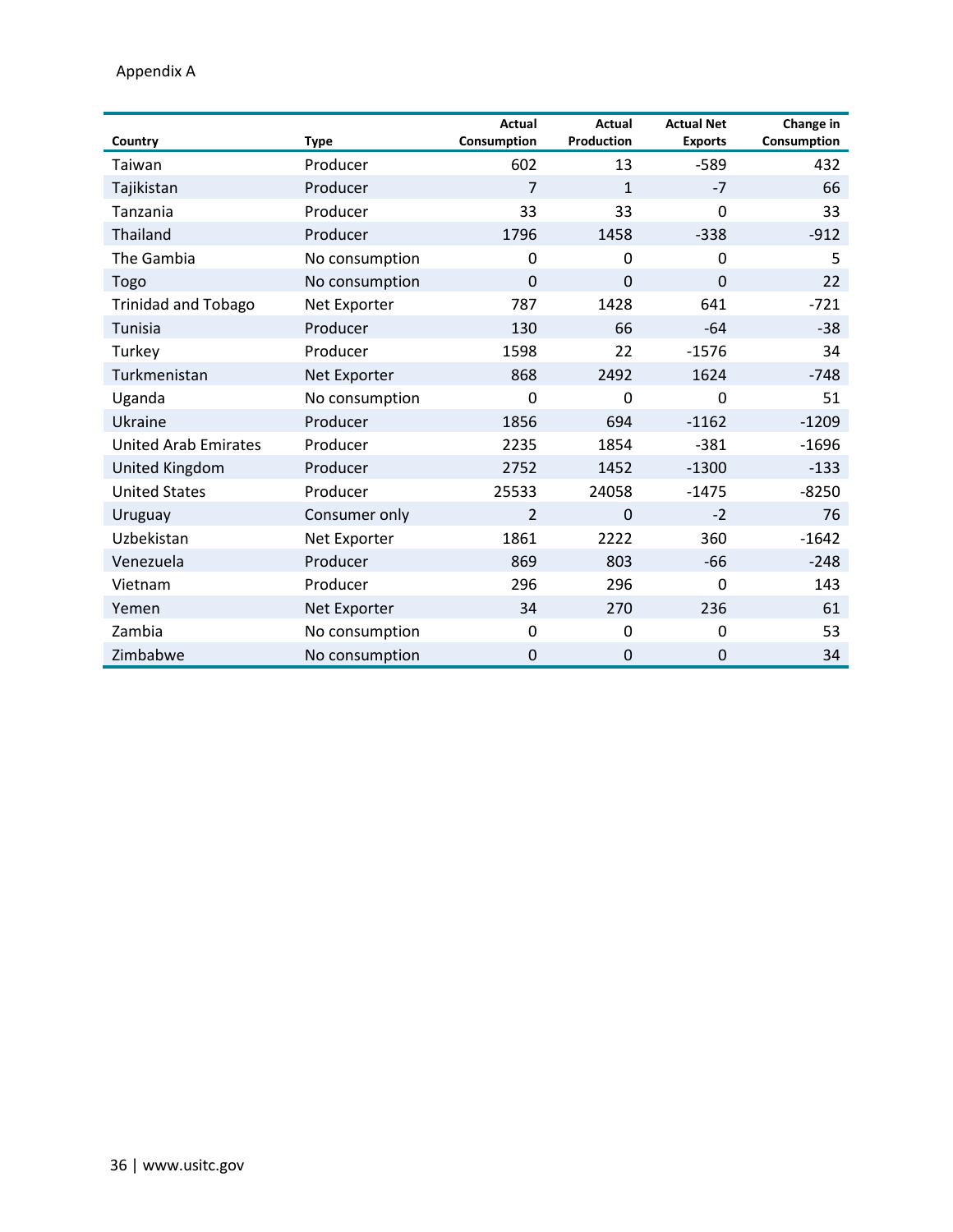Appendix A

| Country | Type | Actual Consumption | Actual Production | Actual Net Exports | Change in Consumption |
|---|---|---|---|---|---|
| Taiwan | Producer | 602 | 13 | -589 | 432 |
| Tajikistan | Producer | 7 | 1 | -7 | 66 |
| Tanzania | Producer | 33 | 33 | 0 | 33 |
| Thailand | Producer | 1796 | 1458 | -338 | -912 |
| The Gambia | No consumption | 0 | 0 | 0 | 5 |
| Togo | No consumption | 0 | 0 | 0 | 22 |
| Trinidad and Tobago | Net Exporter | 787 | 1428 | 641 | -721 |
| Tunisia | Producer | 130 | 66 | -64 | -38 |
| Turkey | Producer | 1598 | 22 | -1576 | 34 |
| Turkmenistan | Net Exporter | 868 | 2492 | 1624 | -748 |
| Uganda | No consumption | 0 | 0 | 0 | 51 |
| Ukraine | Producer | 1856 | 694 | -1162 | -1209 |
| United Arab Emirates | Producer | 2235 | 1854 | -381 | -1696 |
| United Kingdom | Producer | 2752 | 1452 | -1300 | -133 |
| United States | Producer | 25533 | 24058 | -1475 | -8250 |
| Uruguay | Consumer only | 2 | 0 | -2 | 76 |
| Uzbekistan | Net Exporter | 1861 | 2222 | 360 | -1642 |
| Venezuela | Producer | 869 | 803 | -66 | -248 |
| Vietnam | Producer | 296 | 296 | 0 | 143 |
| Yemen | Net Exporter | 34 | 270 | 236 | 61 |
| Zambia | No consumption | 0 | 0 | 0 | 53 |
| Zimbabwe | No consumption | 0 | 0 | 0 | 34 |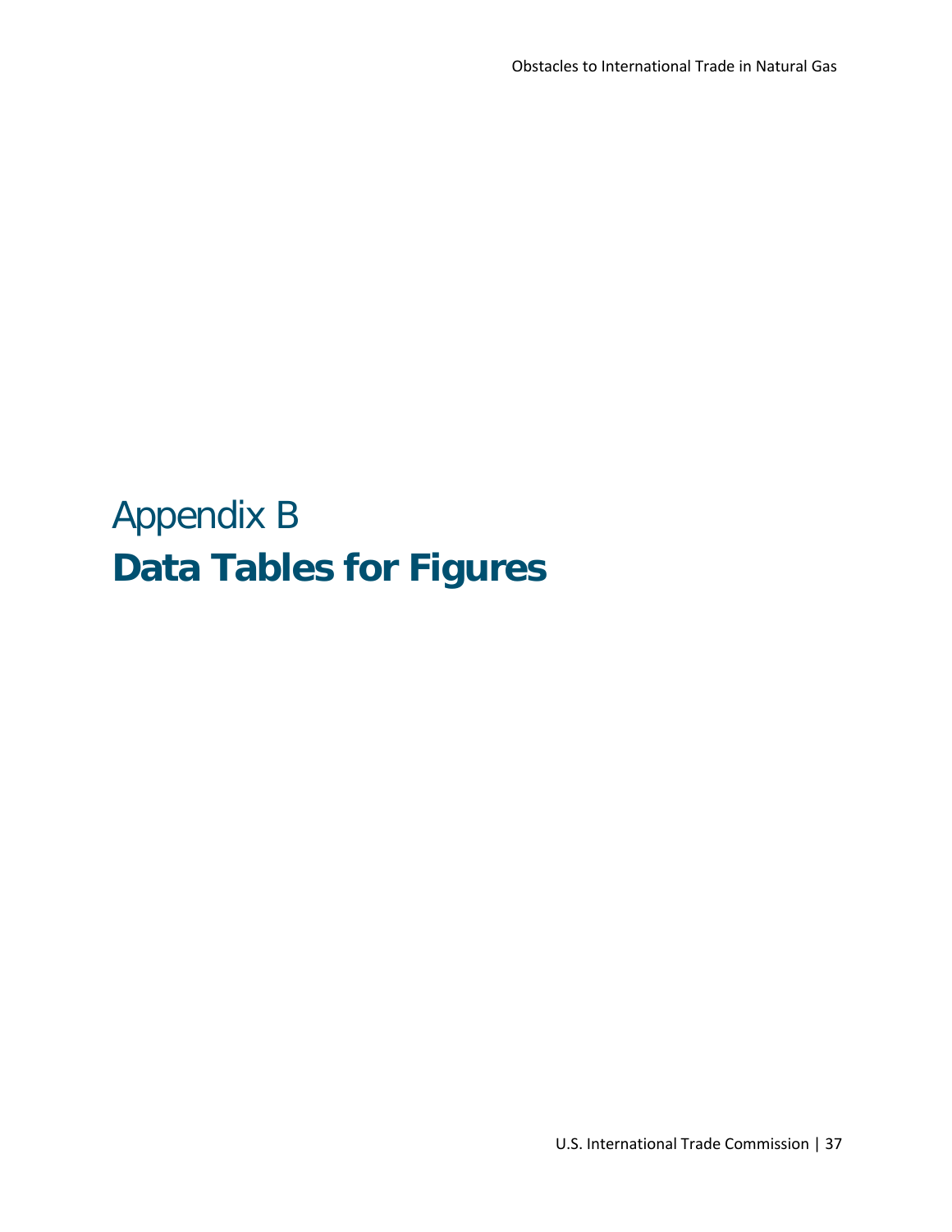# Appendix B
# **Data Tables for Figures**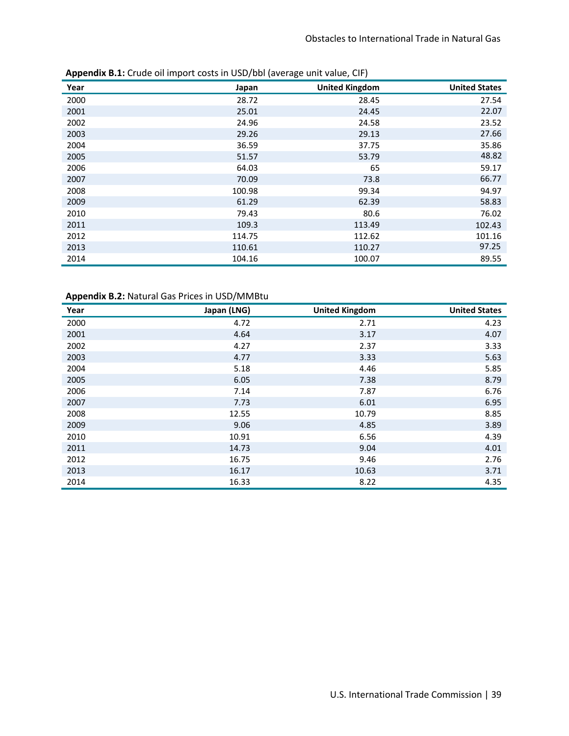**Appendix B.1:** Crude oil import costs in USD/bbl (average unit value, CIF)

| Year | Japan | United Kingdom | United States |
|---|---|---|---|
| 2000 | 28.72 | 28.45 | 27.54 |
| 2001 | 25.01 | 24.45 | 22.07 |
| 2002 | 24.96 | 24.58 | 23.52 |
| 2003 | 29.26 | 29.13 | 27.66 |
| 2004 | 36.59 | 37.75 | 35.86 |
| 2005 | 51.57 | 53.79 | 48.82 |
| 2006 | 64.03 | 65 | 59.17 |
| 2007 | 70.09 | 73.8 | 66.77 |
| 2008 | 100.98 | 99.34 | 94.97 |
| 2009 | 61.29 | 62.39 | 58.83 |
| 2010 | 79.43 | 80.6 | 76.02 |
| 2011 | 109.3 | 113.49 | 102.43 |
| 2012 | 114.75 | 112.62 | 101.16 |
| 2013 | 110.61 | 110.27 | 97.25 |
| 2014 | 104.16 | 100.07 | 89.55 |

**Appendix B.2:** Natural Gas Prices in USD/MMBtu

| Year | Japan (LNG) | United Kingdom | United States |
|---|---|---|---|
| 2000 | 4.72 | 2.71 | 4.23 |
| 2001 | 4.64 | 3.17 | 4.07 |
| 2002 | 4.27 | 2.37 | 3.33 |
| 2003 | 4.77 | 3.33 | 5.63 |
| 2004 | 5.18 | 4.46 | 5.85 |
| 2005 | 6.05 | 7.38 | 8.79 |
| 2006 | 7.14 | 7.87 | 6.76 |
| 2007 | 7.73 | 6.01 | 6.95 |
| 2008 | 12.55 | 10.79 | 8.85 |
| 2009 | 9.06 | 4.85 | 3.89 |
| 2010 | 10.91 | 6.56 | 4.39 |
| 2011 | 14.73 | 9.04 | 4.01 |
| 2012 | 16.75 | 9.46 | 2.76 |
| 2013 | 16.17 | 10.63 | 3.71 |
| 2014 | 16.33 | 8.22 | 4.35 |